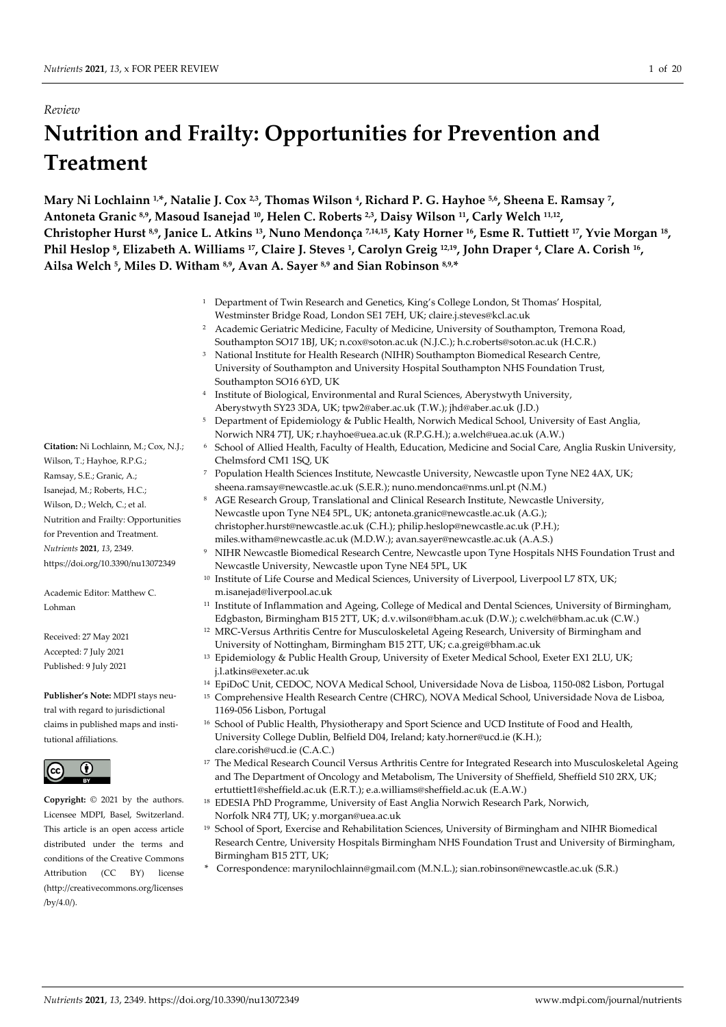*Review*

# Nutrition and Frailty: Opportunities for Prevention and Treatment

**Mary Ni Lochlainn [1,*], Natalie J. Cox [2,3], Thomas Wilson [4], Richard P. G. Hayhoe [5,6], Sheena E. Ramsay [7], Antoneta Granic [8,9], Masoud Isanejad [10], Helen C. Roberts [2,3], Daisy Wilson [11], Carly Welch [11,12], Christopher Hurst [8,9], Janice L. Atkins [13], Nuno Mendonça [7,14,15], Katy Horner [16], Esme R. Tuttiett [17], Yvie Morgan [18], Phil Heslop [8], Elizabeth A. Williams [17], Claire J. Steves [1], Carolyn Greig [12,19], John Draper [4], Clare A. Corish [16], Ailsa Welch [5], Miles D. Witham [8,9], Avan A. Sayer [8,9] and Sian Robinson [8,9,*]**

[1] Department of Twin Research and Genetics, King's College London, St Thomas' Hospital, Westminster Bridge Road, London SE1 7EH, UK; claire.j.steves@kcl.ac.uk

[2] Academic Geriatric Medicine, Faculty of Medicine, University of Southampton, Tremona Road, Southampton SO17 1BJ, UK; n.cox@soton.ac.uk (N.J.C.); h.c.roberts@soton.ac.uk (H.C.R.)

[3] National Institute for Health Research (NIHR) Southampton Biomedical Research Centre, University of Southampton and University Hospital Southampton NHS Foundation Trust, Southampton SO16 6YD, UK

[4] Institute of Biological, Environmental and Rural Sciences, Aberystwyth University, Aberystwyth SY23 3DA, UK; tpw2@aber.ac.uk (T.W.); jhd@aber.ac.uk (J.D.)

[5] Department of Epidemiology & Public Health, Norwich Medical School, University of East Anglia, Norwich NR4 7TJ, UK; r.hayhoe@uea.ac.uk (R.P.G.H.); a.welch@uea.ac.uk (A.W.)

[6] School of Allied Health, Faculty of Health, Education, Medicine and Social Care, Anglia Ruskin University, Chelmsford CM1 1SQ, UK

[7] Population Health Sciences Institute, Newcastle University, Newcastle upon Tyne NE2 4AX, UK; sheena.ramsay@newcastle.ac.uk (S.E.R.); nuno.mendonca@nms.unl.pt (N.M.)

[8] AGE Research Group, Translational and Clinical Research Institute, Newcastle University, Newcastle upon Tyne NE4 5PL, UK; antoneta.granic@newcastle.ac.uk (A.G.); christopher.hurst@newcastle.ac.uk (C.H.); philip.heslop@newcastle.ac.uk (P.H.); miles.witham@newcastle.ac.uk (M.D.W.); avan.sayer@newcastle.ac.uk (A.A.S.)

[9] NIHR Newcastle Biomedical Research Centre, Newcastle upon Tyne Hospitals NHS Foundation Trust and Newcastle University, Newcastle upon Tyne NE4 5PL, UK

[10] Institute of Life Course and Medical Sciences, University of Liverpool, Liverpool L7 8TX, UK; m.isanejad@liverpool.ac.uk

[11] Institute of Inflammation and Ageing, College of Medical and Dental Sciences, University of Birmingham, Edgbaston, Birmingham B15 2TT, UK; d.v.wilson@bham.ac.uk (D.W.); c.welch@bham.ac.uk (C.W.)

[12] MRC-Versus Arthritis Centre for Musculoskeletal Ageing Research, University of Birmingham and University of Nottingham, Birmingham B15 2TT, UK; c.a.greig@bham.ac.uk

[13] Epidemiology & Public Health Group, University of Exeter Medical School, Exeter EX1 2LU, UK; j.l.atkins@exeter.ac.uk

[14] EpiDoC Unit, CEDOC, NOVA Medical School, Universidade Nova de Lisboa, 1150-082 Lisbon, Portugal

[15] Comprehensive Health Research Centre (CHRC), NOVA Medical School, Universidade Nova de Lisboa, 1169-056 Lisbon, Portugal

[16] School of Public Health, Physiotherapy and Sport Science and UCD Institute of Food and Health, University College Dublin, Belfield D04, Ireland; katy.horner@ucd.ie (K.H.); clare.corish@ucd.ie (C.A.C.)

[17] The Medical Research Council Versus Arthritis Centre for Integrated Research into Musculoskeletal Ageing and The Department of Oncology and Metabolism, The University of Sheffield, Sheffield S10 2RX, UK; ertuttiett1@sheffield.ac.uk (E.R.T.); e.a.williams@sheffield.ac.uk (E.A.W.)

[18] EDESIA PhD Programme, University of East Anglia Norwich Research Park, Norwich, Norfolk NR4 7TJ, UK; y.morgan@uea.ac.uk

[19] School of Sport, Exercise and Rehabilitation Sciences, University of Birmingham and NIHR Biomedical Research Centre, University Hospitals Birmingham NHS Foundation Trust and University of Birmingham, Birmingham B15 2TT, UK;

\* Correspondence: marynilochlainn@gmail.com (M.N.L.); sian.robinson@newcastle.ac.uk (S.R.)

**Citation:** Ni Lochlainn, M.; Cox, N.J.; Wilson, T.; Hayhoe, R.P.G.; Ramsay, S.E.; Granic, A.; Isanejad, M.; Roberts, H.C.; Wilson, D.; Welch, C.; et al. Nutrition and Frailty: Opportunities for Prevention and Treatment. *Nutrients* **2021**, *13*, 2349. https://doi.org/10.3390/nu13072349

Academic Editor: Matthew C. Lohman

Received: 27 May 2021
Accepted: 7 July 2021
Published: 9 July 2021

**Publisher's Note:** MDPI stays neutral with regard to jurisdictional claims in published maps and institutional affiliations.

**Copyright:** © 2021 by the authors. Licensee MDPI, Basel, Switzerland. This article is an open access article distributed under the terms and conditions of the Creative Commons Attribution (CC BY) license (http://creativecommons.org/licenses/by/4.0/).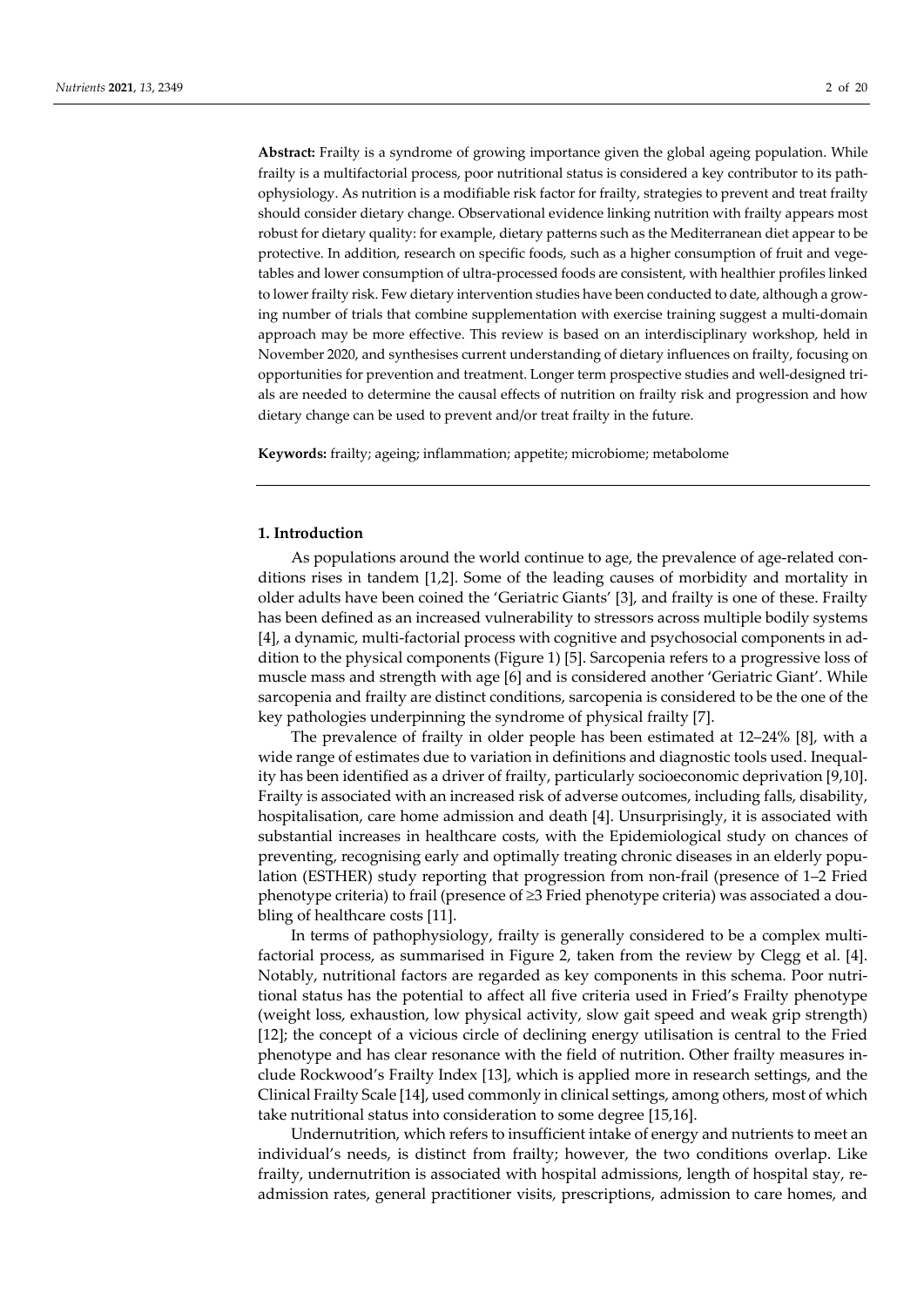**Abstract:** Frailty is a syndrome of growing importance given the global ageing population. While frailty is a multifactorial process, poor nutritional status is considered a key contributor to its pathophysiology. As nutrition is a modifiable risk factor for frailty, strategies to prevent and treat frailty should consider dietary change. Observational evidence linking nutrition with frailty appears most robust for dietary quality: for example, dietary patterns such as the Mediterranean diet appear to be protective. In addition, research on specific foods, such as a higher consumption of fruit and vegetables and lower consumption of ultra-processed foods are consistent, with healthier profiles linked to lower frailty risk. Few dietary intervention studies have been conducted to date, although a growing number of trials that combine supplementation with exercise training suggest a multi-domain approach may be more effective. This review is based on an interdisciplinary workshop, held in November 2020, and synthesises current understanding of dietary influences on frailty, focusing on opportunities for prevention and treatment. Longer term prospective studies and well-designed trials are needed to determine the causal effects of nutrition on frailty risk and progression and how dietary change can be used to prevent and/or treat frailty in the future.

**Keywords:** frailty; ageing; inflammation; appetite; microbiome; metabolome

## 1. Introduction

As populations around the world continue to age, the prevalence of age-related conditions rises in tandem [1,2]. Some of the leading causes of morbidity and mortality in older adults have been coined the 'Geriatric Giants' [3], and frailty is one of these. Frailty has been defined as an increased vulnerability to stressors across multiple bodily systems [4], a dynamic, multi-factorial process with cognitive and psychosocial components in addition to the physical components (Figure 1) [5]. Sarcopenia refers to a progressive loss of muscle mass and strength with age [6] and is considered another 'Geriatric Giant'. While sarcopenia and frailty are distinct conditions, sarcopenia is considered to be the one of the key pathologies underpinning the syndrome of physical frailty [7].

The prevalence of frailty in older people has been estimated at 12–24% [8], with a wide range of estimates due to variation in definitions and diagnostic tools used. Inequality has been identified as a driver of frailty, particularly socioeconomic deprivation [9,10]. Frailty is associated with an increased risk of adverse outcomes, including falls, disability, hospitalisation, care home admission and death [4]. Unsurprisingly, it is associated with substantial increases in healthcare costs, with the Epidemiological study on chances of preventing, recognising early and optimally treating chronic diseases in an elderly population (ESTHER) study reporting that progression from non-frail (presence of 1–2 Fried phenotype criteria) to frail (presence of ≥3 Fried phenotype criteria) was associated a doubling of healthcare costs [11].

In terms of pathophysiology, frailty is generally considered to be a complex multifactorial process, as summarised in Figure 2, taken from the review by Clegg et al. [4]. Notably, nutritional factors are regarded as key components in this schema. Poor nutritional status has the potential to affect all five criteria used in Fried's Frailty phenotype (weight loss, exhaustion, low physical activity, slow gait speed and weak grip strength) [12]; the concept of a vicious circle of declining energy utilisation is central to the Fried phenotype and has clear resonance with the field of nutrition. Other frailty measures include Rockwood's Frailty Index [13], which is applied more in research settings, and the Clinical Frailty Scale [14], used commonly in clinical settings, among others, most of which take nutritional status into consideration to some degree [15,16].

Undernutrition, which refers to insufficient intake of energy and nutrients to meet an individual's needs, is distinct from frailty; however, the two conditions overlap. Like frailty, undernutrition is associated with hospital admissions, length of hospital stay, readmission rates, general practitioner visits, prescriptions, admission to care homes, and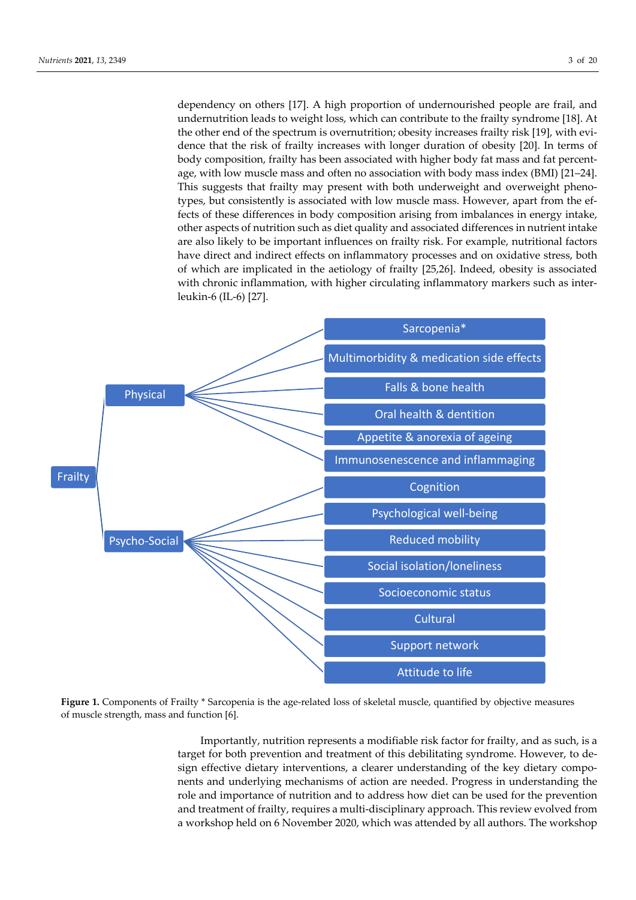dependency on others [17]. A high proportion of undernourished people are frail, and undernutrition leads to weight loss, which can contribute to the frailty syndrome [18]. At the other end of the spectrum is overnutrition; obesity increases frailty risk [19], with evidence that the risk of frailty increases with longer duration of obesity [20]. In terms of body composition, frailty has been associated with higher body fat mass and fat percentage, with low muscle mass and often no association with body mass index (BMI) [21–24]. This suggests that frailty may present with both underweight and overweight phenotypes, but consistently is associated with low muscle mass. However, apart from the effects of these differences in body composition arising from imbalances in energy intake, other aspects of nutrition such as diet quality and associated differences in nutrient intake are also likely to be important influences on frailty risk. For example, nutritional factors have direct and indirect effects on inflammatory processes and on oxidative stress, both of which are implicated in the aetiology of frailty [25,26]. Indeed, obesity is associated with chronic inflammation, with higher circulating inflammatory markers such as interleukin-6 (IL-6) [27].

- Frailty
  - Physical
    - Sarcopenia*
    - Multimorbidity & medication side effects
    - Falls & bone health
    - Oral health & dentition
    - Appetite & anorexia of ageing
    - Immunosenescence and inflammaging
  - Psycho-Social
    - Cognition
    - Psychological well-being
    - Reduced mobility
    - Social isolation/loneliness
    - Socioeconomic status
    - Cultural
    - Support network
    - Attitude to life

**Figure 1.** Components of Frailty * Sarcopenia is the age-related loss of skeletal muscle, quantified by objective measures of muscle strength, mass and function [6].

Importantly, nutrition represents a modifiable risk factor for frailty, and as such, is a target for both prevention and treatment of this debilitating syndrome. However, to design effective dietary interventions, a clearer understanding of the key dietary components and underlying mechanisms of action are needed. Progress in understanding the role and importance of nutrition and to address how diet can be used for the prevention and treatment of frailty, requires a multi-disciplinary approach. This review evolved from a workshop held on 6 November 2020, which was attended by all authors. The workshop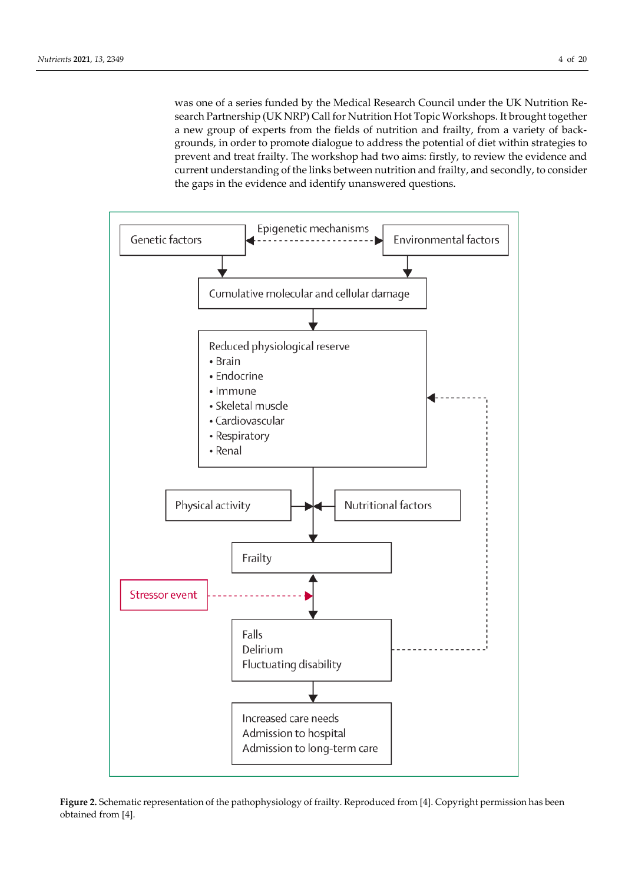was one of a series funded by the Medical Research Council under the UK Nutrition Research Partnership (UK NRP) Call for Nutrition Hot Topic Workshops. It brought together a new group of experts from the fields of nutrition and frailty, from a variety of backgrounds, in order to promote dialogue to address the potential of diet within strategies to prevent and treat frailty. The workshop had two aims: firstly, to review the evidence and current understanding of the links between nutrition and frailty, and secondly, to consider the gaps in the evidence and identify unanswered questions.

Genetic factors — Epigenetic mechanisms — Environmental factors

Cumulative molecular and cellular damage

Reduced physiological reserve
- Brain
- Endocrine
- Immune
- Skeletal muscle
- Cardiovascular
- Respiratory
- Renal

Physical activity — Nutritional factors

Frailty

Stressor event

Falls
Delirium
Fluctuating disability

Increased care needs
Admission to hospital
Admission to long-term care

**Figure 2.** Schematic representation of the pathophysiology of frailty. Reproduced from [4]. Copyright permission has been obtained from [4].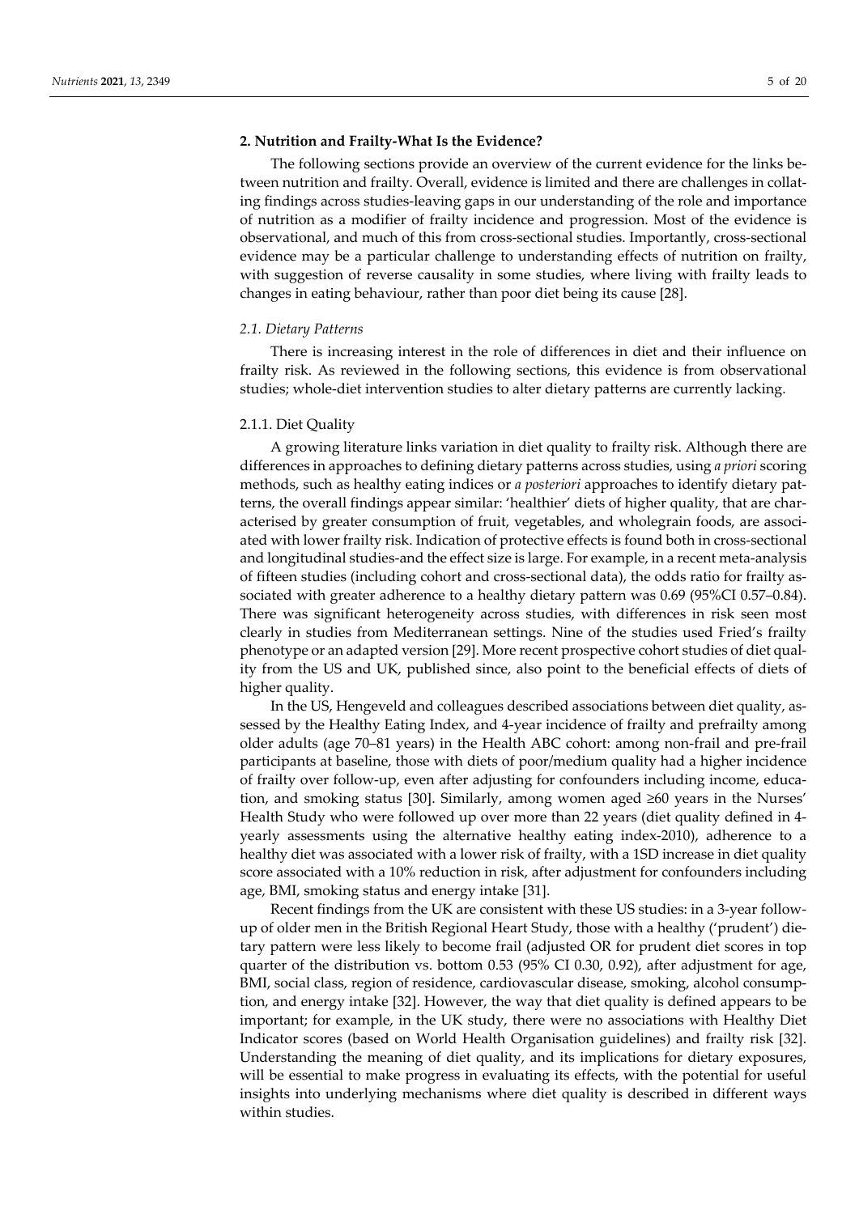## 2. Nutrition and Frailty-What Is the Evidence?

The following sections provide an overview of the current evidence for the links between nutrition and frailty. Overall, evidence is limited and there are challenges in collating findings across studies-leaving gaps in our understanding of the role and importance of nutrition as a modifier of frailty incidence and progression. Most of the evidence is observational, and much of this from cross-sectional studies. Importantly, cross-sectional evidence may be a particular challenge to understanding effects of nutrition on frailty, with suggestion of reverse causality in some studies, where living with frailty leads to changes in eating behaviour, rather than poor diet being its cause [28].

### *2.1. Dietary Patterns*

There is increasing interest in the role of differences in diet and their influence on frailty risk. As reviewed in the following sections, this evidence is from observational studies; whole-diet intervention studies to alter dietary patterns are currently lacking.

#### 2.1.1. Diet Quality

A growing literature links variation in diet quality to frailty risk. Although there are differences in approaches to defining dietary patterns across studies, using *a priori* scoring methods, such as healthy eating indices or *a posteriori* approaches to identify dietary patterns, the overall findings appear similar: 'healthier' diets of higher quality, that are characterised by greater consumption of fruit, vegetables, and wholegrain foods, are associated with lower frailty risk. Indication of protective effects is found both in cross-sectional and longitudinal studies-and the effect size is large. For example, in a recent meta-analysis of fifteen studies (including cohort and cross-sectional data), the odds ratio for frailty associated with greater adherence to a healthy dietary pattern was 0.69 (95%CI 0.57–0.84). There was significant heterogeneity across studies, with differences in risk seen most clearly in studies from Mediterranean settings. Nine of the studies used Fried's frailty phenotype or an adapted version [29]. More recent prospective cohort studies of diet quality from the US and UK, published since, also point to the beneficial effects of diets of higher quality.

In the US, Hengeveld and colleagues described associations between diet quality, assessed by the Healthy Eating Index, and 4-year incidence of frailty and prefrailty among older adults (age 70–81 years) in the Health ABC cohort: among non-frail and pre-frail participants at baseline, those with diets of poor/medium quality had a higher incidence of frailty over follow-up, even after adjusting for confounders including income, education, and smoking status [30]. Similarly, among women aged ≥60 years in the Nurses' Health Study who were followed up over more than 22 years (diet quality defined in 4-yearly assessments using the alternative healthy eating index-2010), adherence to a healthy diet was associated with a lower risk of frailty, with a 1SD increase in diet quality score associated with a 10% reduction in risk, after adjustment for confounders including age, BMI, smoking status and energy intake [31].

Recent findings from the UK are consistent with these US studies: in a 3-year follow-up of older men in the British Regional Heart Study, those with a healthy ('prudent') dietary pattern were less likely to become frail (adjusted OR for prudent diet scores in top quarter of the distribution vs. bottom 0.53 (95% CI 0.30, 0.92), after adjustment for age, BMI, social class, region of residence, cardiovascular disease, smoking, alcohol consumption, and energy intake [32]. However, the way that diet quality is defined appears to be important; for example, in the UK study, there were no associations with Healthy Diet Indicator scores (based on World Health Organisation guidelines) and frailty risk [32]. Understanding the meaning of diet quality, and its implications for dietary exposures, will be essential to make progress in evaluating its effects, with the potential for useful insights into underlying mechanisms where diet quality is described in different ways within studies.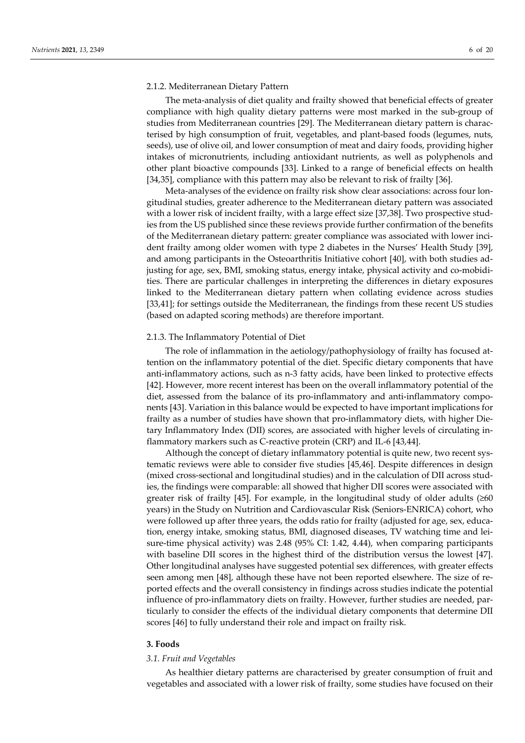#### 2.1.2. Mediterranean Dietary Pattern

The meta-analysis of diet quality and frailty showed that beneficial effects of greater compliance with high quality dietary patterns were most marked in the sub-group of studies from Mediterranean countries [29]. The Mediterranean dietary pattern is characterised by high consumption of fruit, vegetables, and plant-based foods (legumes, nuts, seeds), use of olive oil, and lower consumption of meat and dairy foods, providing higher intakes of micronutrients, including antioxidant nutrients, as well as polyphenols and other plant bioactive compounds [33]. Linked to a range of beneficial effects on health [34,35], compliance with this pattern may also be relevant to risk of frailty [36].

Meta-analyses of the evidence on frailty risk show clear associations: across four longitudinal studies, greater adherence to the Mediterranean dietary pattern was associated with a lower risk of incident frailty, with a large effect size [37,38]. Two prospective studies from the US published since these reviews provide further confirmation of the benefits of the Mediterranean dietary pattern: greater compliance was associated with lower incident frailty among older women with type 2 diabetes in the Nurses' Health Study [39], and among participants in the Osteoarthritis Initiative cohort [40], with both studies adjusting for age, sex, BMI, smoking status, energy intake, physical activity and co-mobidities. There are particular challenges in interpreting the differences in dietary exposures linked to the Mediterranean dietary pattern when collating evidence across studies [33,41]; for settings outside the Mediterranean, the findings from these recent US studies (based on adapted scoring methods) are therefore important.

#### 2.1.3. The Inflammatory Potential of Diet

The role of inflammation in the aetiology/pathophysiology of frailty has focused attention on the inflammatory potential of the diet. Specific dietary components that have anti-inflammatory actions, such as n-3 fatty acids, have been linked to protective effects [42]. However, more recent interest has been on the overall inflammatory potential of the diet, assessed from the balance of its pro-inflammatory and anti-inflammatory components [43]. Variation in this balance would be expected to have important implications for frailty as a number of studies have shown that pro-inflammatory diets, with higher Dietary Inflammatory Index (DII) scores, are associated with higher levels of circulating inflammatory markers such as C-reactive protein (CRP) and IL-6 [43,44].

Although the concept of dietary inflammatory potential is quite new, two recent systematic reviews were able to consider five studies [45,46]. Despite differences in design (mixed cross-sectional and longitudinal studies) and in the calculation of DII across studies, the findings were comparable: all showed that higher DII scores were associated with greater risk of frailty [45]. For example, in the longitudinal study of older adults (≥60 years) in the Study on Nutrition and Cardiovascular Risk (Seniors-ENRICA) cohort, who were followed up after three years, the odds ratio for frailty (adjusted for age, sex, education, energy intake, smoking status, BMI, diagnosed diseases, TV watching time and leisure-time physical activity) was 2.48 (95% CI: 1.42, 4.44), when comparing participants with baseline DII scores in the highest third of the distribution versus the lowest [47]. Other longitudinal analyses have suggested potential sex differences, with greater effects seen among men [48], although these have not been reported elsewhere. The size of reported effects and the overall consistency in findings across studies indicate the potential influence of pro-inflammatory diets on frailty. However, further studies are needed, particularly to consider the effects of the individual dietary components that determine DII scores [46] to fully understand their role and impact on frailty risk.

## 3. Foods

### *3.1. Fruit and Vegetables*

As healthier dietary patterns are characterised by greater consumption of fruit and vegetables and associated with a lower risk of frailty, some studies have focused on their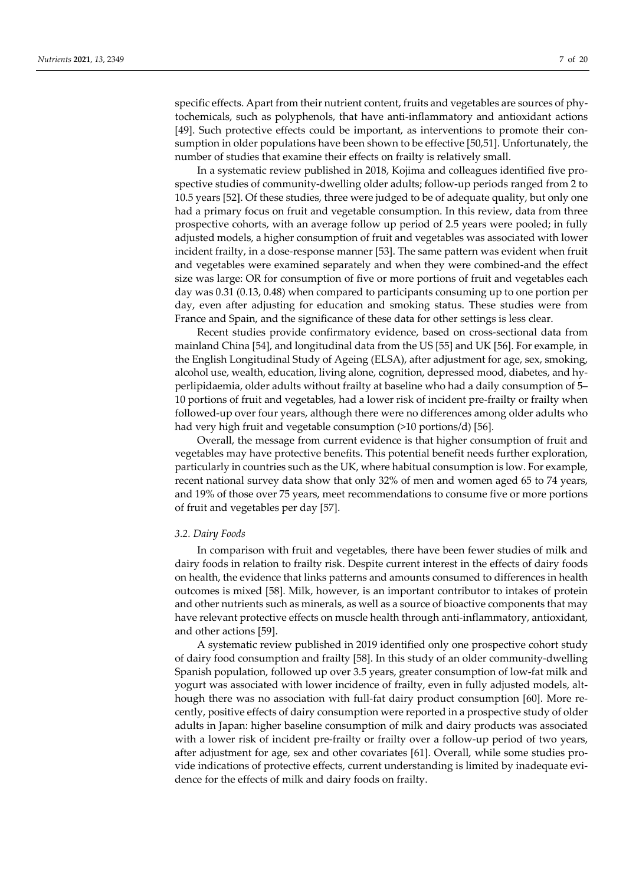specific effects. Apart from their nutrient content, fruits and vegetables are sources of phytochemicals, such as polyphenols, that have anti-inflammatory and antioxidant actions [49]. Such protective effects could be important, as interventions to promote their consumption in older populations have been shown to be effective [50,51]. Unfortunately, the number of studies that examine their effects on frailty is relatively small.

In a systematic review published in 2018, Kojima and colleagues identified five prospective studies of community-dwelling older adults; follow-up periods ranged from 2 to 10.5 years [52]. Of these studies, three were judged to be of adequate quality, but only one had a primary focus on fruit and vegetable consumption. In this review, data from three prospective cohorts, with an average follow up period of 2.5 years were pooled; in fully adjusted models, a higher consumption of fruit and vegetables was associated with lower incident frailty, in a dose-response manner [53]. The same pattern was evident when fruit and vegetables were examined separately and when they were combined-and the effect size was large: OR for consumption of five or more portions of fruit and vegetables each day was 0.31 (0.13, 0.48) when compared to participants consuming up to one portion per day, even after adjusting for education and smoking status. These studies were from France and Spain, and the significance of these data for other settings is less clear.

Recent studies provide confirmatory evidence, based on cross-sectional data from mainland China [54], and longitudinal data from the US [55] and UK [56]. For example, in the English Longitudinal Study of Ageing (ELSA), after adjustment for age, sex, smoking, alcohol use, wealth, education, living alone, cognition, depressed mood, diabetes, and hyperlipidaemia, older adults without frailty at baseline who had a daily consumption of 5–10 portions of fruit and vegetables, had a lower risk of incident pre-frailty or frailty when followed-up over four years, although there were no differences among older adults who had very high fruit and vegetable consumption (>10 portions/d) [56].

Overall, the message from current evidence is that higher consumption of fruit and vegetables may have protective benefits. This potential benefit needs further exploration, particularly in countries such as the UK, where habitual consumption is low. For example, recent national survey data show that only 32% of men and women aged 65 to 74 years, and 19% of those over 75 years, meet recommendations to consume five or more portions of fruit and vegetables per day [57].

### *3.2. Dairy Foods*

In comparison with fruit and vegetables, there have been fewer studies of milk and dairy foods in relation to frailty risk. Despite current interest in the effects of dairy foods on health, the evidence that links patterns and amounts consumed to differences in health outcomes is mixed [58]. Milk, however, is an important contributor to intakes of protein and other nutrients such as minerals, as well as a source of bioactive components that may have relevant protective effects on muscle health through anti-inflammatory, antioxidant, and other actions [59].

A systematic review published in 2019 identified only one prospective cohort study of dairy food consumption and frailty [58]. In this study of an older community-dwelling Spanish population, followed up over 3.5 years, greater consumption of low-fat milk and yogurt was associated with lower incidence of frailty, even in fully adjusted models, although there was no association with full-fat dairy product consumption [60]. More recently, positive effects of dairy consumption were reported in a prospective study of older adults in Japan: higher baseline consumption of milk and dairy products was associated with a lower risk of incident pre-frailty or frailty over a follow-up period of two years, after adjustment for age, sex and other covariates [61]. Overall, while some studies provide indications of protective effects, current understanding is limited by inadequate evidence for the effects of milk and dairy foods on frailty.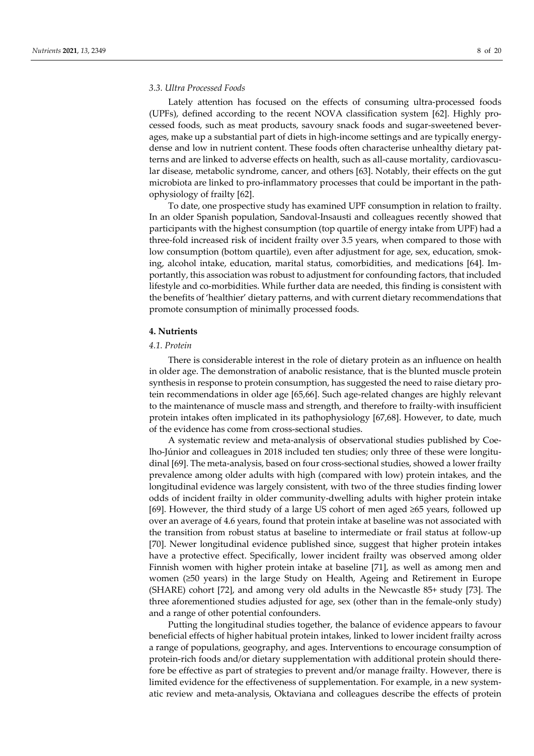### 3.3. Ultra Processed Foods

Lately attention has focused on the effects of consuming ultra-processed foods (UPFs), defined according to the recent NOVA classification system [62]. Highly processed foods, such as meat products, savoury snack foods and sugar-sweetened beverages, make up a substantial part of diets in high-income settings and are typically energy-dense and low in nutrient content. These foods often characterise unhealthy dietary patterns and are linked to adverse effects on health, such as all-cause mortality, cardiovascular disease, metabolic syndrome, cancer, and others [63]. Notably, their effects on the gut microbiota are linked to pro-inflammatory processes that could be important in the pathophysiology of frailty [62].

To date, one prospective study has examined UPF consumption in relation to frailty. In an older Spanish population, Sandoval-Insausti and colleagues recently showed that participants with the highest consumption (top quartile of energy intake from UPF) had a three-fold increased risk of incident frailty over 3.5 years, when compared to those with low consumption (bottom quartile), even after adjustment for age, sex, education, smoking, alcohol intake, education, marital status, comorbidities, and medications [64]. Importantly, this association was robust to adjustment for confounding factors, that included lifestyle and co-morbidities. While further data are needed, this finding is consistent with the benefits of 'healthier' dietary patterns, and with current dietary recommendations that promote consumption of minimally processed foods.

## 4. Nutrients

### 4.1. Protein

There is considerable interest in the role of dietary protein as an influence on health in older age. The demonstration of anabolic resistance, that is the blunted muscle protein synthesis in response to protein consumption, has suggested the need to raise dietary protein recommendations in older age [65,66]. Such age-related changes are highly relevant to the maintenance of muscle mass and strength, and therefore to frailty-with insufficient protein intakes often implicated in its pathophysiology [67,68]. However, to date, much of the evidence has come from cross-sectional studies.

A systematic review and meta-analysis of observational studies published by Coelho-Júnior and colleagues in 2018 included ten studies; only three of these were longitudinal [69]. The meta-analysis, based on four cross-sectional studies, showed a lower frailty prevalence among older adults with high (compared with low) protein intakes, and the longitudinal evidence was largely consistent, with two of the three studies finding lower odds of incident frailty in older community-dwelling adults with higher protein intake [69]. However, the third study of a large US cohort of men aged ≥65 years, followed up over an average of 4.6 years, found that protein intake at baseline was not associated with the transition from robust status at baseline to intermediate or frail status at follow-up [70]. Newer longitudinal evidence published since, suggest that higher protein intakes have a protective effect. Specifically, lower incident frailty was observed among older Finnish women with higher protein intake at baseline [71], as well as among men and women (≥50 years) in the large Study on Health, Ageing and Retirement in Europe (SHARE) cohort [72], and among very old adults in the Newcastle 85+ study [73]. The three aforementioned studies adjusted for age, sex (other than in the female-only study) and a range of other potential confounders.

Putting the longitudinal studies together, the balance of evidence appears to favour beneficial effects of higher habitual protein intakes, linked to lower incident frailty across a range of populations, geography, and ages. Interventions to encourage consumption of protein-rich foods and/or dietary supplementation with additional protein should therefore be effective as part of strategies to prevent and/or manage frailty. However, there is limited evidence for the effectiveness of supplementation. For example, in a new systematic review and meta-analysis, Oktaviana and colleagues describe the effects of protein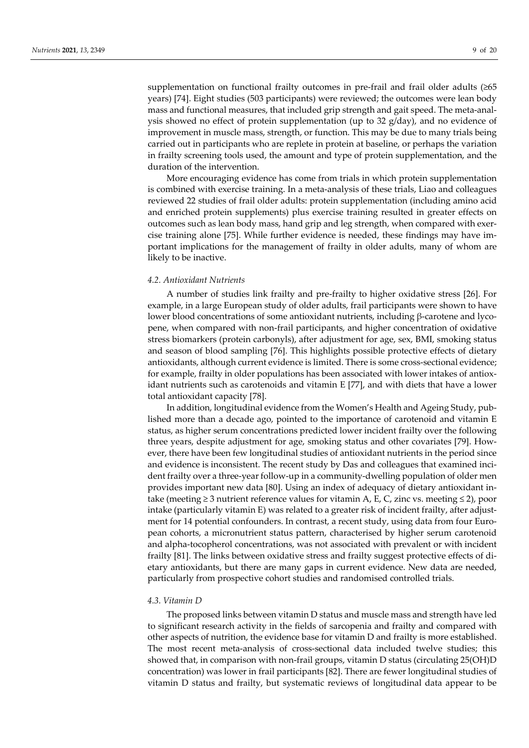supplementation on functional frailty outcomes in pre-frail and frail older adults (≥65 years) [74]. Eight studies (503 participants) were reviewed; the outcomes were lean body mass and functional measures, that included grip strength and gait speed. The meta-analysis showed no effect of protein supplementation (up to 32 g/day), and no evidence of improvement in muscle mass, strength, or function. This may be due to many trials being carried out in participants who are replete in protein at baseline, or perhaps the variation in frailty screening tools used, the amount and type of protein supplementation, and the duration of the intervention.

More encouraging evidence has come from trials in which protein supplementation is combined with exercise training. In a meta-analysis of these trials, Liao and colleagues reviewed 22 studies of frail older adults: protein supplementation (including amino acid and enriched protein supplements) plus exercise training resulted in greater effects on outcomes such as lean body mass, hand grip and leg strength, when compared with exercise training alone [75]. While further evidence is needed, these findings may have important implications for the management of frailty in older adults, many of whom are likely to be inactive.

### *4.2. Antioxidant Nutrients*

A number of studies link frailty and pre-frailty to higher oxidative stress [26]. For example, in a large European study of older adults, frail participants were shown to have lower blood concentrations of some antioxidant nutrients, including β-carotene and lycopene, when compared with non-frail participants, and higher concentration of oxidative stress biomarkers (protein carbonyls), after adjustment for age, sex, BMI, smoking status and season of blood sampling [76]. This highlights possible protective effects of dietary antioxidants, although current evidence is limited. There is some cross-sectional evidence; for example, frailty in older populations has been associated with lower intakes of antioxidant nutrients such as carotenoids and vitamin E [77], and with diets that have a lower total antioxidant capacity [78].

In addition, longitudinal evidence from the Women's Health and Ageing Study, published more than a decade ago, pointed to the importance of carotenoid and vitamin E status, as higher serum concentrations predicted lower incident frailty over the following three years, despite adjustment for age, smoking status and other covariates [79]. However, there have been few longitudinal studies of antioxidant nutrients in the period since and evidence is inconsistent. The recent study by Das and colleagues that examined incident frailty over a three-year follow-up in a community-dwelling population of older men provides important new data [80]. Using an index of adequacy of dietary antioxidant intake (meeting ≥ 3 nutrient reference values for vitamin A, E, C, zinc vs. meeting ≤ 2), poor intake (particularly vitamin E) was related to a greater risk of incident frailty, after adjustment for 14 potential confounders. In contrast, a recent study, using data from four European cohorts, a micronutrient status pattern, characterised by higher serum carotenoid and alpha-tocopherol concentrations, was not associated with prevalent or with incident frailty [81]. The links between oxidative stress and frailty suggest protective effects of dietary antioxidants, but there are many gaps in current evidence. New data are needed, particularly from prospective cohort studies and randomised controlled trials.

### *4.3. Vitamin D*

The proposed links between vitamin D status and muscle mass and strength have led to significant research activity in the fields of sarcopenia and frailty and compared with other aspects of nutrition, the evidence base for vitamin D and frailty is more established. The most recent meta-analysis of cross-sectional data included twelve studies; this showed that, in comparison with non-frail groups, vitamin D status (circulating 25(OH)D concentration) was lower in frail participants [82]. There are fewer longitudinal studies of vitamin D status and frailty, but systematic reviews of longitudinal data appear to be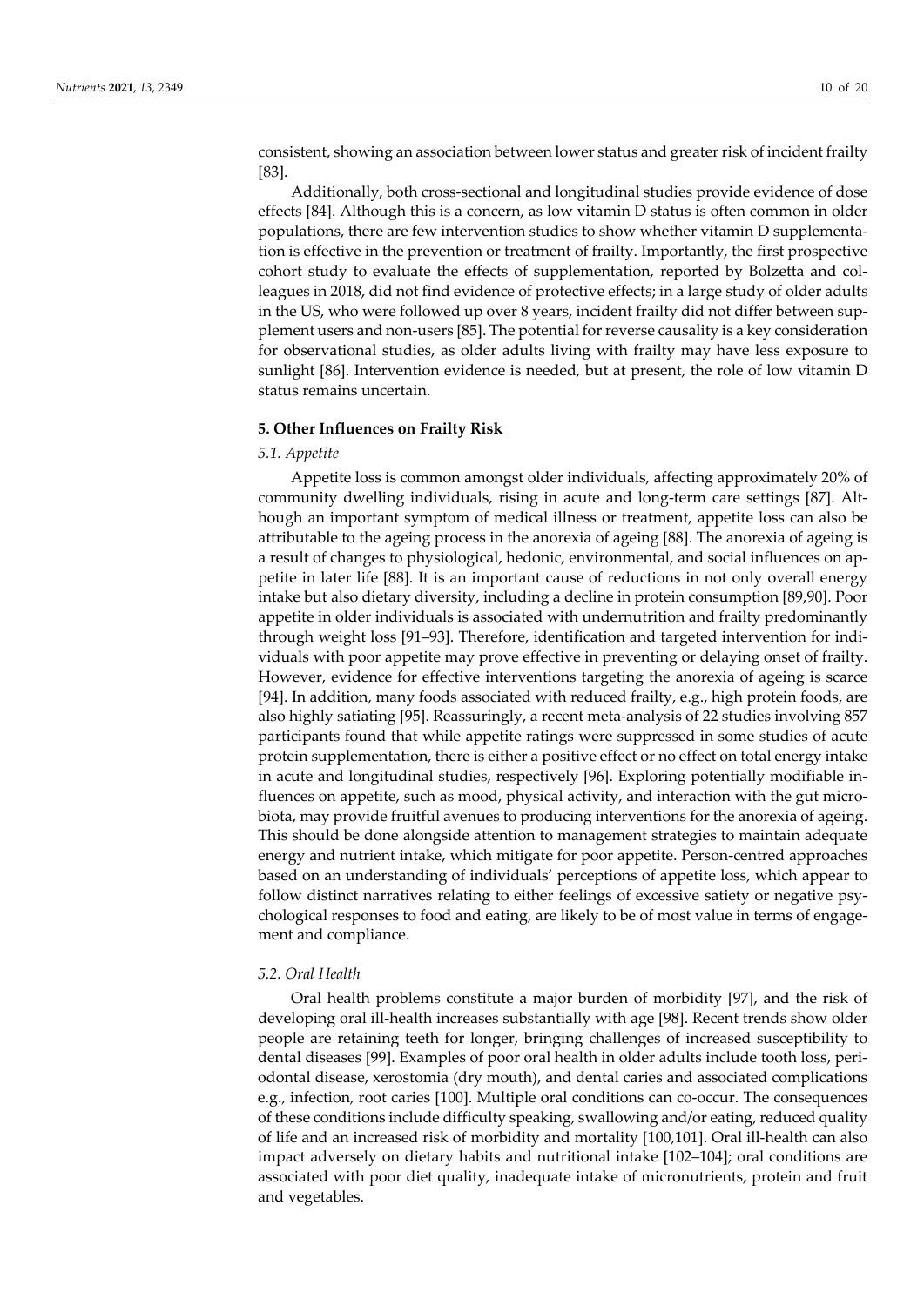consistent, showing an association between lower status and greater risk of incident frailty [83].

Additionally, both cross-sectional and longitudinal studies provide evidence of dose effects [84]. Although this is a concern, as low vitamin D status is often common in older populations, there are few intervention studies to show whether vitamin D supplementation is effective in the prevention or treatment of frailty. Importantly, the first prospective cohort study to evaluate the effects of supplementation, reported by Bolzetta and colleagues in 2018, did not find evidence of protective effects; in a large study of older adults in the US, who were followed up over 8 years, incident frailty did not differ between supplement users and non-users [85]. The potential for reverse causality is a key consideration for observational studies, as older adults living with frailty may have less exposure to sunlight [86]. Intervention evidence is needed, but at present, the role of low vitamin D status remains uncertain.

## 5. Other Influences on Frailty Risk

### *5.1. Appetite*

Appetite loss is common amongst older individuals, affecting approximately 20% of community dwelling individuals, rising in acute and long-term care settings [87]. Although an important symptom of medical illness or treatment, appetite loss can also be attributable to the ageing process in the anorexia of ageing [88]. The anorexia of ageing is a result of changes to physiological, hedonic, environmental, and social influences on appetite in later life [88]. It is an important cause of reductions in not only overall energy intake but also dietary diversity, including a decline in protein consumption [89,90]. Poor appetite in older individuals is associated with undernutrition and frailty predominantly through weight loss [91–93]. Therefore, identification and targeted intervention for individuals with poor appetite may prove effective in preventing or delaying onset of frailty. However, evidence for effective interventions targeting the anorexia of ageing is scarce [94]. In addition, many foods associated with reduced frailty, e.g., high protein foods, are also highly satiating [95]. Reassuringly, a recent meta-analysis of 22 studies involving 857 participants found that while appetite ratings were suppressed in some studies of acute protein supplementation, there is either a positive effect or no effect on total energy intake in acute and longitudinal studies, respectively [96]. Exploring potentially modifiable influences on appetite, such as mood, physical activity, and interaction with the gut microbiota, may provide fruitful avenues to producing interventions for the anorexia of ageing. This should be done alongside attention to management strategies to maintain adequate energy and nutrient intake, which mitigate for poor appetite. Person-centred approaches based on an understanding of individuals' perceptions of appetite loss, which appear to follow distinct narratives relating to either feelings of excessive satiety or negative psychological responses to food and eating, are likely to be of most value in terms of engagement and compliance.

### *5.2. Oral Health*

Oral health problems constitute a major burden of morbidity [97], and the risk of developing oral ill-health increases substantially with age [98]. Recent trends show older people are retaining teeth for longer, bringing challenges of increased susceptibility to dental diseases [99]. Examples of poor oral health in older adults include tooth loss, periodontal disease, xerostomia (dry mouth), and dental caries and associated complications e.g., infection, root caries [100]. Multiple oral conditions can co-occur. The consequences of these conditions include difficulty speaking, swallowing and/or eating, reduced quality of life and an increased risk of morbidity and mortality [100,101]. Oral ill-health can also impact adversely on dietary habits and nutritional intake [102–104]; oral conditions are associated with poor diet quality, inadequate intake of micronutrients, protein and fruit and vegetables.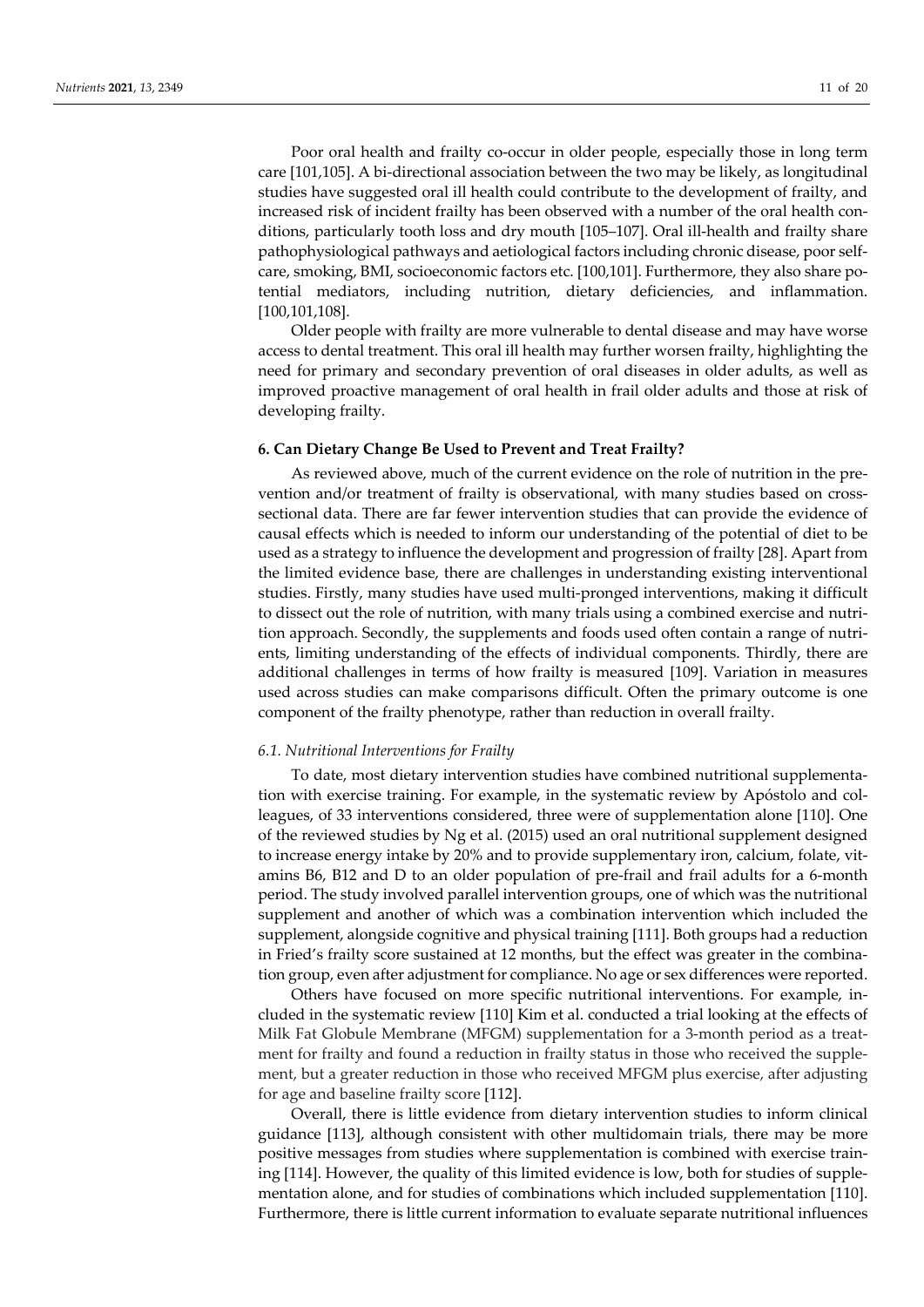Poor oral health and frailty co-occur in older people, especially those in long term care [101,105]. A bi-directional association between the two may be likely, as longitudinal studies have suggested oral ill health could contribute to the development of frailty, and increased risk of incident frailty has been observed with a number of the oral health conditions, particularly tooth loss and dry mouth [105–107]. Oral ill-health and frailty share pathophysiological pathways and aetiological factors including chronic disease, poor self-care, smoking, BMI, socioeconomic factors etc. [100,101]. Furthermore, they also share potential mediators, including nutrition, dietary deficiencies, and inflammation. [100,101,108].

Older people with frailty are more vulnerable to dental disease and may have worse access to dental treatment. This oral ill health may further worsen frailty, highlighting the need for primary and secondary prevention of oral diseases in older adults, as well as improved proactive management of oral health in frail older adults and those at risk of developing frailty.

## 6. Can Dietary Change Be Used to Prevent and Treat Frailty?

As reviewed above, much of the current evidence on the role of nutrition in the prevention and/or treatment of frailty is observational, with many studies based on cross-sectional data. There are far fewer intervention studies that can provide the evidence of causal effects which is needed to inform our understanding of the potential of diet to be used as a strategy to influence the development and progression of frailty [28]. Apart from the limited evidence base, there are challenges in understanding existing interventional studies. Firstly, many studies have used multi-pronged interventions, making it difficult to dissect out the role of nutrition, with many trials using a combined exercise and nutrition approach. Secondly, the supplements and foods used often contain a range of nutrients, limiting understanding of the effects of individual components. Thirdly, there are additional challenges in terms of how frailty is measured [109]. Variation in measures used across studies can make comparisons difficult. Often the primary outcome is one component of the frailty phenotype, rather than reduction in overall frailty.

### *6.1. Nutritional Interventions for Frailty*

To date, most dietary intervention studies have combined nutritional supplementation with exercise training. For example, in the systematic review by Apóstolo and colleagues, of 33 interventions considered, three were of supplementation alone [110]. One of the reviewed studies by Ng et al. (2015) used an oral nutritional supplement designed to increase energy intake by 20% and to provide supplementary iron, calcium, folate, vitamins B6, B12 and D to an older population of pre-frail and frail adults for a 6-month period. The study involved parallel intervention groups, one of which was the nutritional supplement and another of which was a combination intervention which included the supplement, alongside cognitive and physical training [111]. Both groups had a reduction in Fried's frailty score sustained at 12 months, but the effect was greater in the combination group, even after adjustment for compliance. No age or sex differences were reported.

Others have focused on more specific nutritional interventions. For example, included in the systematic review [110] Kim et al. conducted a trial looking at the effects of Milk Fat Globule Membrane (MFGM) supplementation for a 3-month period as a treatment for frailty and found a reduction in frailty status in those who received the supplement, but a greater reduction in those who received MFGM plus exercise, after adjusting for age and baseline frailty score [112].

Overall, there is little evidence from dietary intervention studies to inform clinical guidance [113], although consistent with other multidomain trials, there may be more positive messages from studies where supplementation is combined with exercise training [114]. However, the quality of this limited evidence is low, both for studies of supplementation alone, and for studies of combinations which included supplementation [110]. Furthermore, there is little current information to evaluate separate nutritional influences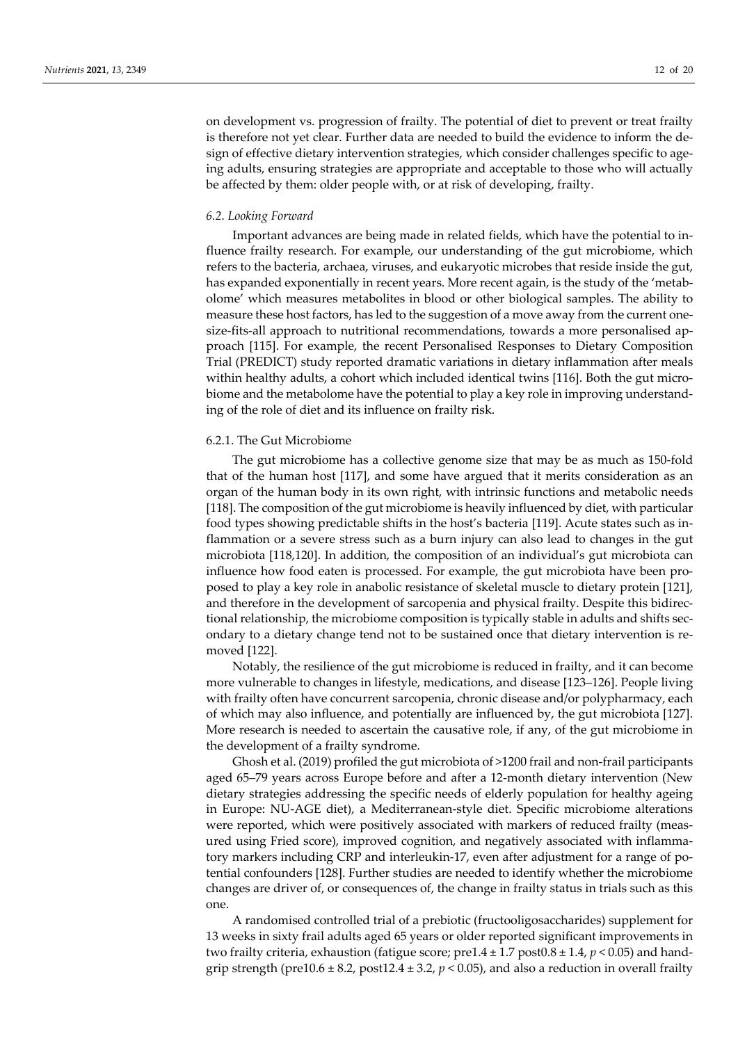on development vs. progression of frailty. The potential of diet to prevent or treat frailty is therefore not yet clear. Further data are needed to build the evidence to inform the design of effective dietary intervention strategies, which consider challenges specific to ageing adults, ensuring strategies are appropriate and acceptable to those who will actually be affected by them: older people with, or at risk of developing, frailty.

### *6.2. Looking Forward*

Important advances are being made in related fields, which have the potential to influence frailty research. For example, our understanding of the gut microbiome, which refers to the bacteria, archaea, viruses, and eukaryotic microbes that reside inside the gut, has expanded exponentially in recent years. More recent again, is the study of the 'metabolome' which measures metabolites in blood or other biological samples. The ability to measure these host factors, has led to the suggestion of a move away from the current one-size-fits-all approach to nutritional recommendations, towards a more personalised approach [115]. For example, the recent Personalised Responses to Dietary Composition Trial (PREDICT) study reported dramatic variations in dietary inflammation after meals within healthy adults, a cohort which included identical twins [116]. Both the gut microbiome and the metabolome have the potential to play a key role in improving understanding of the role of diet and its influence on frailty risk.

#### 6.2.1. The Gut Microbiome

The gut microbiome has a collective genome size that may be as much as 150-fold that of the human host [117], and some have argued that it merits consideration as an organ of the human body in its own right, with intrinsic functions and metabolic needs [118]. The composition of the gut microbiome is heavily influenced by diet, with particular food types showing predictable shifts in the host's bacteria [119]. Acute states such as inflammation or a severe stress such as a burn injury can also lead to changes in the gut microbiota [118,120]. In addition, the composition of an individual's gut microbiota can influence how food eaten is processed. For example, the gut microbiota have been proposed to play a key role in anabolic resistance of skeletal muscle to dietary protein [121], and therefore in the development of sarcopenia and physical frailty. Despite this bidirectional relationship, the microbiome composition is typically stable in adults and shifts secondary to a dietary change tend not to be sustained once that dietary intervention is removed [122].

Notably, the resilience of the gut microbiome is reduced in frailty, and it can become more vulnerable to changes in lifestyle, medications, and disease [123–126]. People living with frailty often have concurrent sarcopenia, chronic disease and/or polypharmacy, each of which may also influence, and potentially are influenced by, the gut microbiota [127]. More research is needed to ascertain the causative role, if any, of the gut microbiome in the development of a frailty syndrome.

Ghosh et al. (2019) profiled the gut microbiota of >1200 frail and non-frail participants aged 65–79 years across Europe before and after a 12-month dietary intervention (New dietary strategies addressing the specific needs of elderly population for healthy ageing in Europe: NU-AGE diet), a Mediterranean-style diet. Specific microbiome alterations were reported, which were positively associated with markers of reduced frailty (measured using Fried score), improved cognition, and negatively associated with inflammatory markers including CRP and interleukin-17, even after adjustment for a range of potential confounders [128]. Further studies are needed to identify whether the microbiome changes are driver of, or consequences of, the change in frailty status in trials such as this one.

A randomised controlled trial of a prebiotic (fructooligosaccharides) supplement for 13 weeks in sixty frail adults aged 65 years or older reported significant improvements in two frailty criteria, exhaustion (fatigue score; pre$1.4 \pm 1.7$ post$0.8 \pm 1.4$, $p < 0.05$) and handgrip strength (pre$10.6 \pm 8.2$, post$12.4 \pm 3.2$, $p < 0.05$), and also a reduction in overall frailty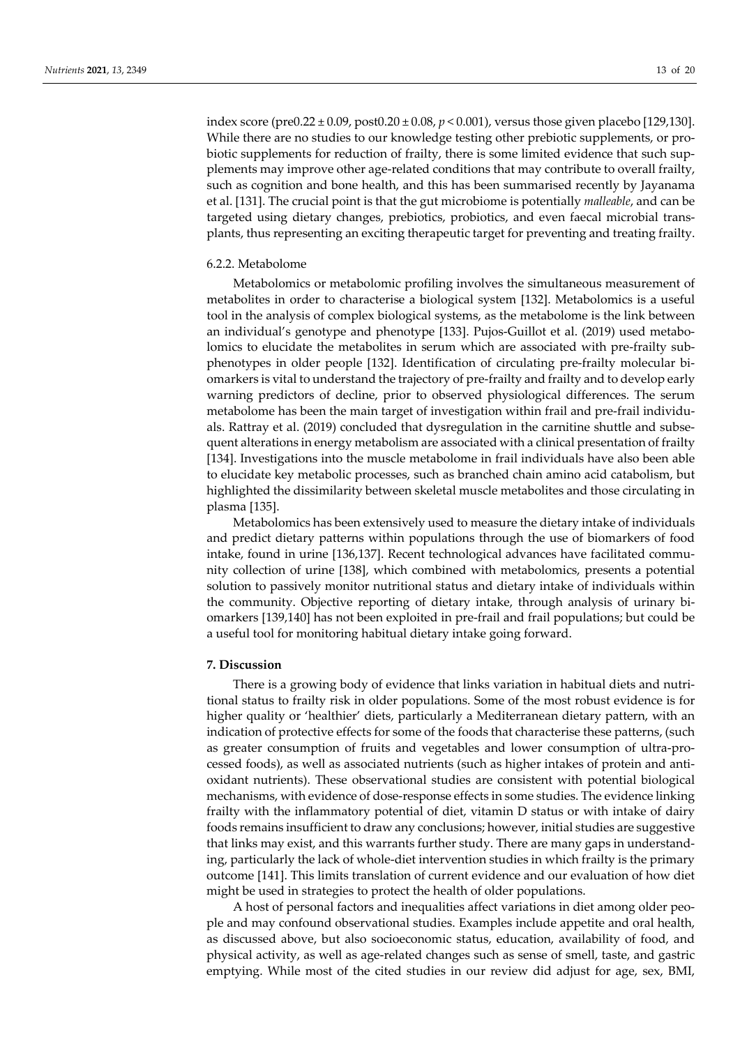index score (pre0.22 ± 0.09, post0.20 ± 0.08, $p < 0.001$), versus those given placebo [129,130]. While there are no studies to our knowledge testing other prebiotic supplements, or probiotic supplements for reduction of frailty, there is some limited evidence that such supplements may improve other age-related conditions that may contribute to overall frailty, such as cognition and bone health, and this has been summarised recently by Jayanama et al. [131]. The crucial point is that the gut microbiome is potentially *malleable*, and can be targeted using dietary changes, prebiotics, probiotics, and even faecal microbial transplants, thus representing an exciting therapeutic target for preventing and treating frailty.

#### 6.2.2. Metabolome

Metabolomics or metabolomic profiling involves the simultaneous measurement of metabolites in order to characterise a biological system [132]. Metabolomics is a useful tool in the analysis of complex biological systems, as the metabolome is the link between an individual's genotype and phenotype [133]. Pujos-Guillot et al. (2019) used metabolomics to elucidate the metabolites in serum which are associated with pre-frailty subphenotypes in older people [132]. Identification of circulating pre-frailty molecular biomarkers is vital to understand the trajectory of pre-frailty and frailty and to develop early warning predictors of decline, prior to observed physiological differences. The serum metabolome has been the main target of investigation within frail and pre-frail individuals. Rattray et al. (2019) concluded that dysregulation in the carnitine shuttle and subsequent alterations in energy metabolism are associated with a clinical presentation of frailty [134]. Investigations into the muscle metabolome in frail individuals have also been able to elucidate key metabolic processes, such as branched chain amino acid catabolism, but highlighted the dissimilarity between skeletal muscle metabolites and those circulating in plasma [135].

Metabolomics has been extensively used to measure the dietary intake of individuals and predict dietary patterns within populations through the use of biomarkers of food intake, found in urine [136,137]. Recent technological advances have facilitated community collection of urine [138], which combined with metabolomics, presents a potential solution to passively monitor nutritional status and dietary intake of individuals within the community. Objective reporting of dietary intake, through analysis of urinary biomarkers [139,140] has not been exploited in pre-frail and frail populations; but could be a useful tool for monitoring habitual dietary intake going forward.

## 7. Discussion

There is a growing body of evidence that links variation in habitual diets and nutritional status to frailty risk in older populations. Some of the most robust evidence is for higher quality or 'healthier' diets, particularly a Mediterranean dietary pattern, with an indication of protective effects for some of the foods that characterise these patterns, (such as greater consumption of fruits and vegetables and lower consumption of ultra-processed foods), as well as associated nutrients (such as higher intakes of protein and antioxidant nutrients). These observational studies are consistent with potential biological mechanisms, with evidence of dose-response effects in some studies. The evidence linking frailty with the inflammatory potential of diet, vitamin D status or with intake of dairy foods remains insufficient to draw any conclusions; however, initial studies are suggestive that links may exist, and this warrants further study. There are many gaps in understanding, particularly the lack of whole-diet intervention studies in which frailty is the primary outcome [141]. This limits translation of current evidence and our evaluation of how diet might be used in strategies to protect the health of older populations.

A host of personal factors and inequalities affect variations in diet among older people and may confound observational studies. Examples include appetite and oral health, as discussed above, but also socioeconomic status, education, availability of food, and physical activity, as well as age-related changes such as sense of smell, taste, and gastric emptying. While most of the cited studies in our review did adjust for age, sex, BMI,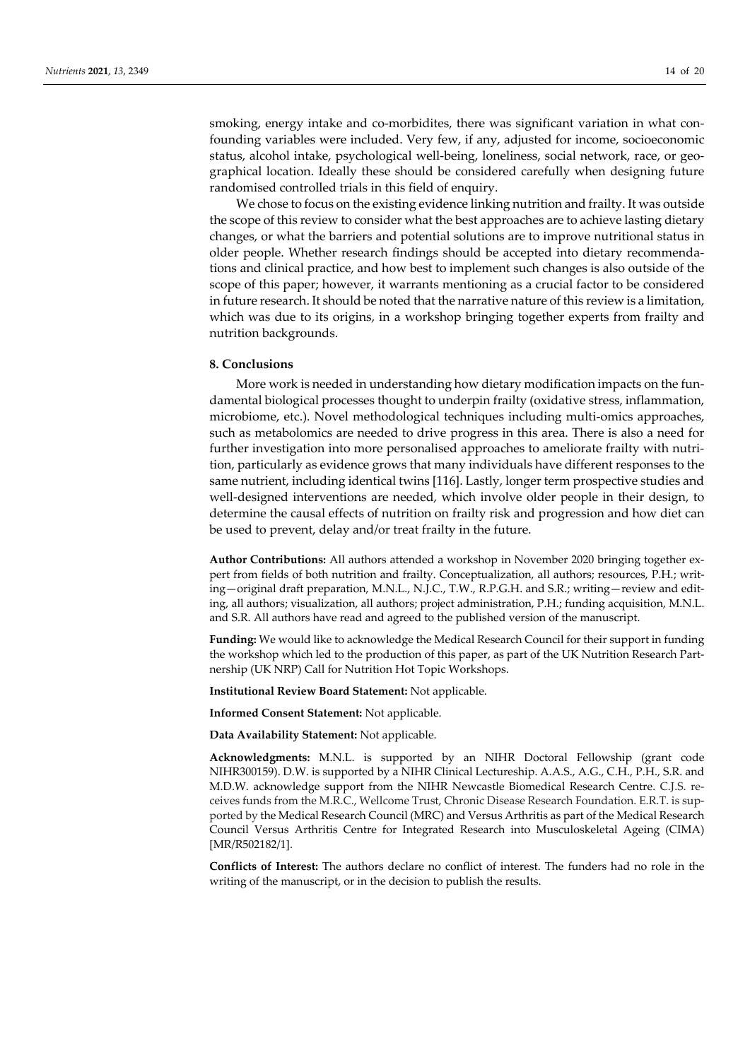smoking, energy intake and co-morbidites, there was significant variation in what confounding variables were included. Very few, if any, adjusted for income, socioeconomic status, alcohol intake, psychological well-being, loneliness, social network, race, or geographical location. Ideally these should be considered carefully when designing future randomised controlled trials in this field of enquiry.

We chose to focus on the existing evidence linking nutrition and frailty. It was outside the scope of this review to consider what the best approaches are to achieve lasting dietary changes, or what the barriers and potential solutions are to improve nutritional status in older people. Whether research findings should be accepted into dietary recommendations and clinical practice, and how best to implement such changes is also outside of the scope of this paper; however, it warrants mentioning as a crucial factor to be considered in future research. It should be noted that the narrative nature of this review is a limitation, which was due to its origins, in a workshop bringing together experts from frailty and nutrition backgrounds.

## 8. Conclusions

More work is needed in understanding how dietary modification impacts on the fundamental biological processes thought to underpin frailty (oxidative stress, inflammation, microbiome, etc.). Novel methodological techniques including multi-omics approaches, such as metabolomics are needed to drive progress in this area. There is also a need for further investigation into more personalised approaches to ameliorate frailty with nutrition, particularly as evidence grows that many individuals have different responses to the same nutrient, including identical twins [116]. Lastly, longer term prospective studies and well-designed interventions are needed, which involve older people in their design, to determine the causal effects of nutrition on frailty risk and progression and how diet can be used to prevent, delay and/or treat frailty in the future.

**Author Contributions:** All authors attended a workshop in November 2020 bringing together expert from fields of both nutrition and frailty. Conceptualization, all authors; resources, P.H.; writing—original draft preparation, M.N.L., N.J.C., T.W., R.P.G.H. and S.R.; writing—review and editing, all authors; visualization, all authors; project administration, P.H.; funding acquisition, M.N.L. and S.R. All authors have read and agreed to the published version of the manuscript.

**Funding:** We would like to acknowledge the Medical Research Council for their support in funding the workshop which led to the production of this paper, as part of the UK Nutrition Research Partnership (UK NRP) Call for Nutrition Hot Topic Workshops.

**Institutional Review Board Statement:** Not applicable.

**Informed Consent Statement:** Not applicable.

**Data Availability Statement:** Not applicable.

**Acknowledgments:** M.N.L. is supported by an NIHR Doctoral Fellowship (grant code NIHR300159). D.W. is supported by a NIHR Clinical Lectureship. A.A.S., A.G., C.H., P.H., S.R. and M.D.W. acknowledge support from the NIHR Newcastle Biomedical Research Centre. C.J.S. receives funds from the M.R.C., Wellcome Trust, Chronic Disease Research Foundation. E.R.T. is supported by the Medical Research Council (MRC) and Versus Arthritis as part of the Medical Research Council Versus Arthritis Centre for Integrated Research into Musculoskeletal Ageing (CIMA) [MR/R502182/1].

**Conflicts of Interest:** The authors declare no conflict of interest. The funders had no role in the writing of the manuscript, or in the decision to publish the results.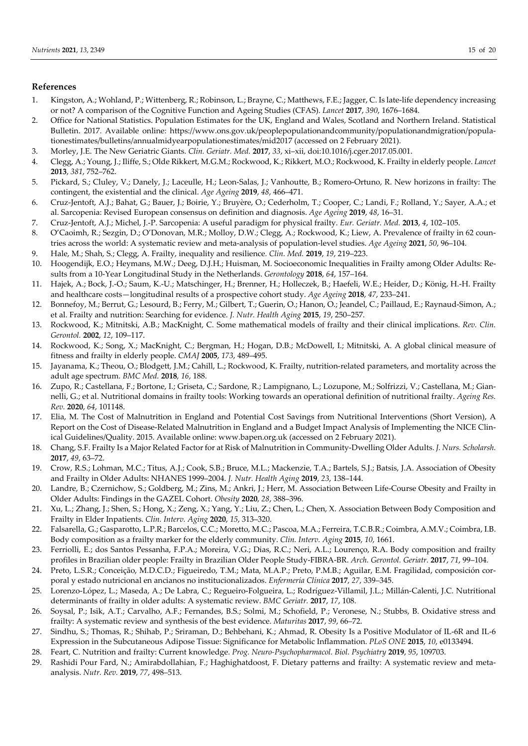## References

1. Kingston, A.; Wohland, P.; Wittenberg, R.; Robinson, L.; Brayne, C.; Matthews, F.E.; Jagger, C. Is late-life dependency increasing or not? A comparison of the Cognitive Function and Ageing Studies (CFAS). *Lancet* **2017**, *390*, 1676–1684.
2. Office for National Statistics. Population Estimates for the UK, England and Wales, Scotland and Northern Ireland. Statistical Bulletin. 2017. Available online: https://www.ons.gov.uk/peoplepopulationandcommunity/populationandmigration/populationestimates/bulletins/annualmidyearpopulationestimates/mid2017 (accessed on 2 February 2021).
3. Morley, J.E. The New Geriatric Giants. *Clin. Geriatr. Med.* **2017**, *33*, xi–xii, doi:10.1016/j.cger.2017.05.001.
4. Clegg, A.; Young, J.; Iliffe, S.; Olde Rikkert, M.G.M.; Rockwood, K.; Rikkert, M.O.; Rockwood, K. Frailty in elderly people. *Lancet* **2013**, *381*, 752–762.
5. Pickard, S.; Cluley, V.; Danely, J.; Laceulle, H.; Leon-Salas, J.; Vanhoutte, B.; Romero-Ortuno, R. New horizons in frailty: The contingent, the existential and the clinical. *Age Ageing* **2019**, *48*, 466–471.
6. Cruz-Jentoft, A.J.; Bahat, G.; Bauer, J.; Boirie, Y.; Bruyère, O.; Cederholm, T.; Cooper, C.; Landi, F.; Rolland, Y.; Sayer, A.A.; et al. Sarcopenia: Revised European consensus on definition and diagnosis. *Age Ageing* **2019**, *48*, 16–31.
7. Cruz-Jentoft, A.J.; Michel, J.-P. Sarcopenia: A useful paradigm for physical frailty. *Eur. Geriatr. Med.* **2013**, *4*, 102–105.
8. O'Caoimh, R.; Sezgin, D.; O'Donovan, M.R.; Molloy, D.W.; Clegg, A.; Rockwood, K.; Liew, A. Prevalence of frailty in 62 countries across the world: A systematic review and meta-analysis of population-level studies. *Age Ageing* **2021**, *50*, 96–104.
9. Hale, M.; Shah, S.; Clegg, A. Frailty, inequality and resilience. *Clin. Med.* **2019**, *19*, 219–223.
10. Hoogendijk, E.O.; Heymans, M.W.; Deeg, D.J.H.; Huisman, M. Socioeconomic Inequalities in Frailty among Older Adults: Results from a 10-Year Longitudinal Study in the Netherlands. *Gerontology* **2018**, *64*, 157–164.
11. Hajek, A.; Bock, J.-O.; Saum, K.-U.; Matschinger, H.; Brenner, H.; Holleczek, B.; Haefeli, W.E.; Heider, D.; König, H.-H. Frailty and healthcare costs—longitudinal results of a prospective cohort study. *Age Ageing* **2018**, *47*, 233–241.
12. Bonnefoy, M.; Berrut, G.; Lesourd, B.; Ferry, M.; Gilbert, T.; Guerin, O.; Hanon, O.; Jeandel, C.; Paillaud, E.; Raynaud-Simon, A.; et al. Frailty and nutrition: Searching for evidence. *J. Nutr. Health Aging* **2015**, *19*, 250–257.
13. Rockwood, K.; Mitnitski, A.B.; MacKnight, C. Some mathematical models of frailty and their clinical implications. *Rev. Clin. Gerontol.* **2002**, *12*, 109–117.
14. Rockwood, K.; Song, X.; MacKnight, C.; Bergman, H.; Hogan, D.B.; McDowell, I.; Mitnitski, A. A global clinical measure of fitness and frailty in elderly people. *CMAJ* **2005**, *173*, 489–495.
15. Jayanama, K.; Theou, O.; Blodgett, J.M.; Cahill, L.; Rockwood, K. Frailty, nutrition-related parameters, and mortality across the adult age spectrum. *BMC Med.* **2018**, *16*, 188.
16. Zupo, R.; Castellana, F.; Bortone, I.; Griseta, C.; Sardone, R.; Lampignano, L.; Lozupone, M.; Solfrizzi, V.; Castellana, M.; Giannelli, G.; et al. Nutritional domains in frailty tools: Working towards an operational definition of nutritional frailty. *Ageing Res. Rev.* **2020**, *64*, 101148.
17. Elia, M. The Cost of Malnutrition in England and Potential Cost Savings from Nutritional Interventions (Short Version), A Report on the Cost of Disease-Related Malnutrition in England and a Budget Impact Analysis of Implementing the NICE Clinical Guidelines/Quality. 2015. Available online: www.bapen.org.uk (accessed on 2 February 2021).
18. Chang, S.F. Frailty Is a Major Related Factor for at Risk of Malnutrition in Community-Dwelling Older Adults. *J. Nurs. Scholarsh.* **2017**, *49*, 63–72.
19. Crow, R.S.; Lohman, M.C.; Titus, A.J.; Cook, S.B.; Bruce, M.L.; Mackenzie, T.A.; Bartels, S.J.; Batsis, J.A. Association of Obesity and Frailty in Older Adults: NHANES 1999–2004. *J. Nutr. Health Aging* **2019**, *23*, 138–144.
20. Landre, B.; Czernichow, S.; Goldberg, M.; Zins, M.; Ankri, J.; Herr, M. Association Between Life-Course Obesity and Frailty in Older Adults: Findings in the GAZEL Cohort. *Obesity* **2020**, *28*, 388–396.
21. Xu, L.; Zhang, J.; Shen, S.; Hong, X.; Zeng, X.; Yang, Y.; Liu, Z.; Chen, L.; Chen, X. Association Between Body Composition and Frailty in Elder Inpatients. *Clin. Interv. Aging* **2020**, *15*, 313–320.
22. Falsarella, G.; Gasparotto, L.P.R.; Barcelos, C.C.; Moretto, M.C.; Pascoa, M.A.; Ferreira, T.C.B.R.; Coimbra, A.M.V.; Coimbra, I.B. Body composition as a frailty marker for the elderly community. *Clin. Interv. Aging* **2015**, *10*, 1661.
23. Ferriolli, E.; dos Santos Pessanha, F.P.A.; Moreira, V.G.; Dias, R.C.; Neri, A.L.; Lourenço, R.A. Body composition and frailty profiles in Brazilian older people: Frailty in Brazilian Older People Study-FIBRA-BR. *Arch. Gerontol. Geriatr.* **2017**, *71*, 99–104.
24. Preto, L.S.R.; Conceição, M.D.C.D.; Figueiredo, T.M.; Mata, M.A.P.; Preto, P.M.B.; Aguilar, E.M. Fragilidad, composición corporal y estado nutricional en ancianos no institucionalizados. *Enfermería Clínica* **2017**, *27*, 339–345.
25. Lorenzo-López, L.; Maseda, A.; De Labra, C.; Regueiro-Folgueira, L.; Rodríguez-Villamil, J.L.; Millán-Calenti, J.C. Nutritional determinants of frailty in older adults: A systematic review. *BMC Geriatr.* **2017**, *17*, 108.
26. Soysal, P.; Isik, A.T.; Carvalho, A.F.; Fernandes, B.S.; Solmi, M.; Schofield, P.; Veronese, N.; Stubbs, B. Oxidative stress and frailty: A systematic review and synthesis of the best evidence. *Maturitas* **2017**, *99*, 66–72.
27. Sindhu, S.; Thomas, R.; Shihab, P.; Sriraman, D.; Behbehani, K.; Ahmad, R. Obesity Is a Positive Modulator of IL-6R and IL-6 Expression in the Subcutaneous Adipose Tissue: Significance for Metabolic Inflammation. *PLoS ONE* **2015**, *10*, e0133494.
28. Feart, C. Nutrition and frailty: Current knowledge. *Prog. Neuro-Psychopharmacol. Biol. Psychiatry* **2019**, *95*, 109703.
29. Rashidi Pour Fard, N.; Amirabdollahian, F.; Haghighatdoost, F. Dietary patterns and frailty: A systematic review and meta-analysis. *Nutr. Rev.* **2019**, *77*, 498–513.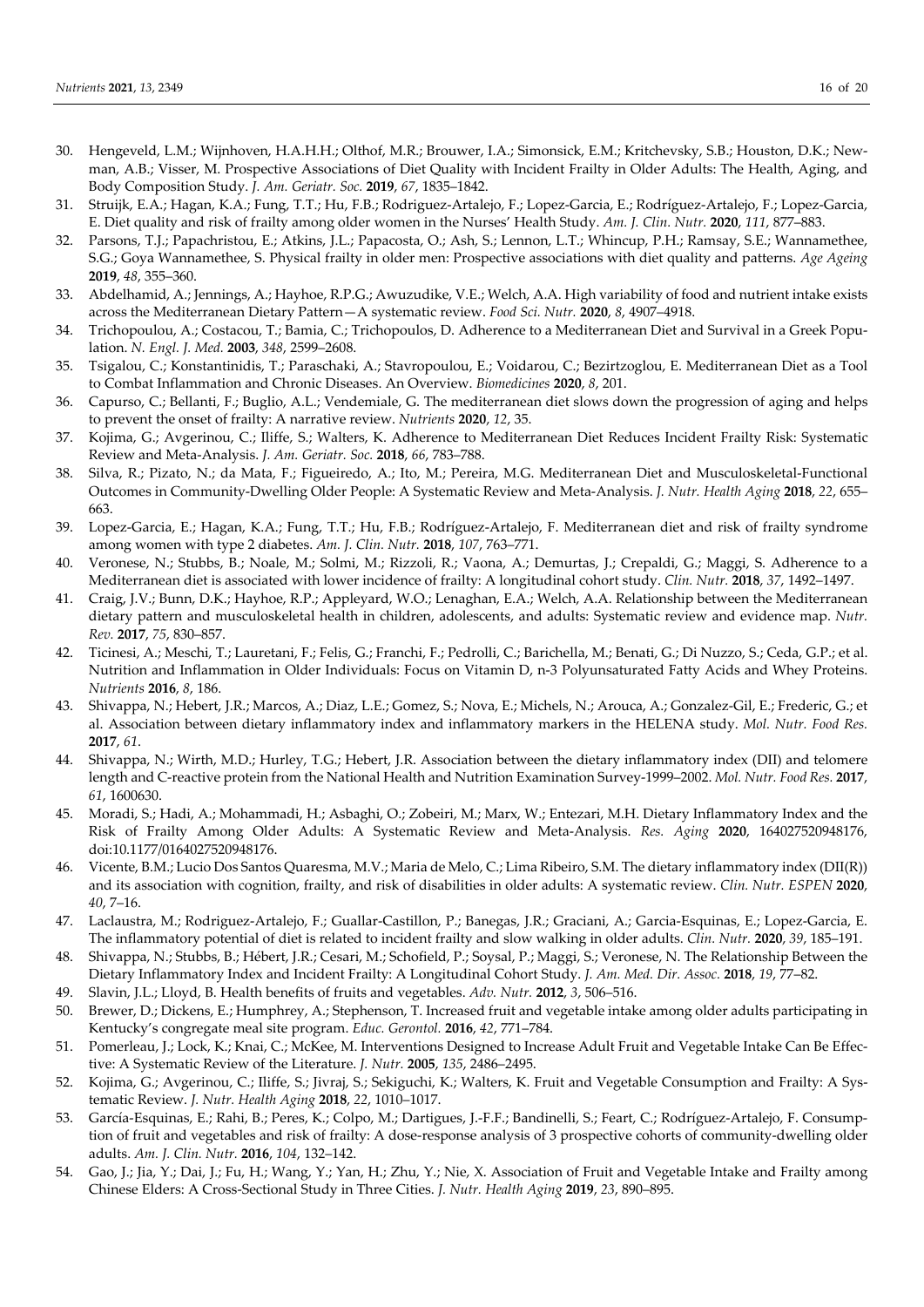30. Hengeveld, L.M.; Wijnhoven, H.A.H.H.; Olthof, M.R.; Brouwer, I.A.; Simonsick, E.M.; Kritchevsky, S.B.; Houston, D.K.; Newman, A.B.; Visser, M. Prospective Associations of Diet Quality with Incident Frailty in Older Adults: The Health, Aging, and Body Composition Study. *J. Am. Geriatr. Soc.* **2019**, *67*, 1835–1842.
31. Struijk, E.A.; Hagan, K.A.; Fung, T.T.; Hu, F.B.; Rodriguez-Artalejo, F.; Lopez-Garcia, E.; Rodríguez-Artalejo, F.; Lopez-Garcia, E. Diet quality and risk of frailty among older women in the Nurses' Health Study. *Am. J. Clin. Nutr.* **2020**, *111*, 877–883.
32. Parsons, T.J.; Papachristou, E.; Atkins, J.L.; Papacosta, O.; Ash, S.; Lennon, L.T.; Whincup, P.H.; Ramsay, S.E.; Wannamethee, S.G.; Goya Wannamethee, S. Physical frailty in older men: Prospective associations with diet quality and patterns. *Age Ageing* **2019**, *48*, 355–360.
33. Abdelhamid, A.; Jennings, A.; Hayhoe, R.P.G.; Awuzudike, V.E.; Welch, A.A. High variability of food and nutrient intake exists across the Mediterranean Dietary Pattern—A systematic review. *Food Sci. Nutr.* **2020**, *8*, 4907–4918.
34. Trichopoulou, A.; Costacou, T.; Bamia, C.; Trichopoulos, D. Adherence to a Mediterranean Diet and Survival in a Greek Population. *N. Engl. J. Med.* **2003**, *348*, 2599–2608.
35. Tsigalou, C.; Konstantinidis, T.; Paraschaki, A.; Stavropoulou, E.; Voidarou, C.; Bezirtzoglou, E. Mediterranean Diet as a Tool to Combat Inflammation and Chronic Diseases. An Overview. *Biomedicines* **2020**, *8*, 201.
36. Capurso, C.; Bellanti, F.; Buglio, A.L.; Vendemiale, G. The mediterranean diet slows down the progression of aging and helps to prevent the onset of frailty: A narrative review. *Nutrients* **2020**, *12*, 35.
37. Kojima, G.; Avgerinou, C.; Iliffe, S.; Walters, K. Adherence to Mediterranean Diet Reduces Incident Frailty Risk: Systematic Review and Meta-Analysis. *J. Am. Geriatr. Soc.* **2018**, *66*, 783–788.
38. Silva, R.; Pizato, N.; da Mata, F.; Figueiredo, A.; Ito, M.; Pereira, M.G. Mediterranean Diet and Musculoskeletal-Functional Outcomes in Community-Dwelling Older People: A Systematic Review and Meta-Analysis. *J. Nutr. Health Aging* **2018**, *22*, 655–663.
39. Lopez-Garcia, E.; Hagan, K.A.; Fung, T.T.; Hu, F.B.; Rodríguez-Artalejo, F. Mediterranean diet and risk of frailty syndrome among women with type 2 diabetes. *Am. J. Clin. Nutr.* **2018**, *107*, 763–771.
40. Veronese, N.; Stubbs, B.; Noale, M.; Solmi, M.; Rizzoli, R.; Vaona, A.; Demurtas, J.; Crepaldi, G.; Maggi, S. Adherence to a Mediterranean diet is associated with lower incidence of frailty: A longitudinal cohort study. *Clin. Nutr.* **2018**, *37*, 1492–1497.
41. Craig, J.V.; Bunn, D.K.; Hayhoe, R.P.; Appleyard, W.O.; Lenaghan, E.A.; Welch, A.A. Relationship between the Mediterranean dietary pattern and musculoskeletal health in children, adolescents, and adults: Systematic review and evidence map. *Nutr. Rev.* **2017**, *75*, 830–857.
42. Ticinesi, A.; Meschi, T.; Lauretani, F.; Felis, G.; Franchi, F.; Pedrolli, C.; Barichella, M.; Benati, G.; Di Nuzzo, S.; Ceda, G.P.; et al. Nutrition and Inflammation in Older Individuals: Focus on Vitamin D, n-3 Polyunsaturated Fatty Acids and Whey Proteins. *Nutrients* **2016**, *8*, 186.
43. Shivappa, N.; Hebert, J.R.; Marcos, A.; Diaz, L.E.; Gomez, S.; Nova, E.; Michels, N.; Arouca, A.; Gonzalez-Gil, E.; Frederic, G.; et al. Association between dietary inflammatory index and inflammatory markers in the HELENA study. *Mol. Nutr. Food Res.* **2017**, *61*.
44. Shivappa, N.; Wirth, M.D.; Hurley, T.G.; Hebert, J.R. Association between the dietary inflammatory index (DII) and telomere length and C-reactive protein from the National Health and Nutrition Examination Survey-1999–2002. *Mol. Nutr. Food Res.* **2017**, *61*, 1600630.
45. Moradi, S.; Hadi, A.; Mohammadi, H.; Asbaghi, O.; Zobeiri, M.; Marx, W.; Entezari, M.H. Dietary Inflammatory Index and the Risk of Frailty Among Older Adults: A Systematic Review and Meta-Analysis. *Res. Aging* **2020**, 164027520948176, doi:10.1177/0164027520948176.
46. Vicente, B.M.; Lucio Dos Santos Quaresma, M.V.; Maria de Melo, C.; Lima Ribeiro, S.M. The dietary inflammatory index (DII(R)) and its association with cognition, frailty, and risk of disabilities in older adults: A systematic review. *Clin. Nutr. ESPEN* **2020**, *40*, 7–16.
47. Laclaustra, M.; Rodriguez-Artalejo, F.; Guallar-Castillon, P.; Banegas, J.R.; Graciani, A.; Garcia-Esquinas, E.; Lopez-Garcia, E. The inflammatory potential of diet is related to incident frailty and slow walking in older adults. *Clin. Nutr.* **2020**, *39*, 185–191.
48. Shivappa, N.; Stubbs, B.; Hébert, J.R.; Cesari, M.; Schofield, P.; Soysal, P.; Maggi, S.; Veronese, N. The Relationship Between the Dietary Inflammatory Index and Incident Frailty: A Longitudinal Cohort Study. *J. Am. Med. Dir. Assoc.* **2018**, *19*, 77–82.
49. Slavin, J.L.; Lloyd, B. Health benefits of fruits and vegetables. *Adv. Nutr.* **2012**, *3*, 506–516.
50. Brewer, D.; Dickens, E.; Humphrey, A.; Stephenson, T. Increased fruit and vegetable intake among older adults participating in Kentucky's congregate meal site program. *Educ. Gerontol.* **2016**, *42*, 771–784.
51. Pomerleau, J.; Lock, K.; Knai, C.; McKee, M. Interventions Designed to Increase Adult Fruit and Vegetable Intake Can Be Effective: A Systematic Review of the Literature. *J. Nutr.* **2005**, *135*, 2486–2495.
52. Kojima, G.; Avgerinou, C.; Iliffe, S.; Jivraj, S.; Sekiguchi, K.; Walters, K. Fruit and Vegetable Consumption and Frailty: A Systematic Review. *J. Nutr. Health Aging* **2018**, *22*, 1010–1017.
53. García-Esquinas, E.; Rahi, B.; Peres, K.; Colpo, M.; Dartigues, J.-F.F.; Bandinelli, S.; Feart, C.; Rodríguez-Artalejo, F. Consumption of fruit and vegetables and risk of frailty: A dose-response analysis of 3 prospective cohorts of community-dwelling older adults. *Am. J. Clin. Nutr.* **2016**, *104*, 132–142.
54. Gao, J.; Jia, Y.; Dai, J.; Fu, H.; Wang, Y.; Yan, H.; Zhu, Y.; Nie, X. Association of Fruit and Vegetable Intake and Frailty among Chinese Elders: A Cross-Sectional Study in Three Cities. *J. Nutr. Health Aging* **2019**, *23*, 890–895.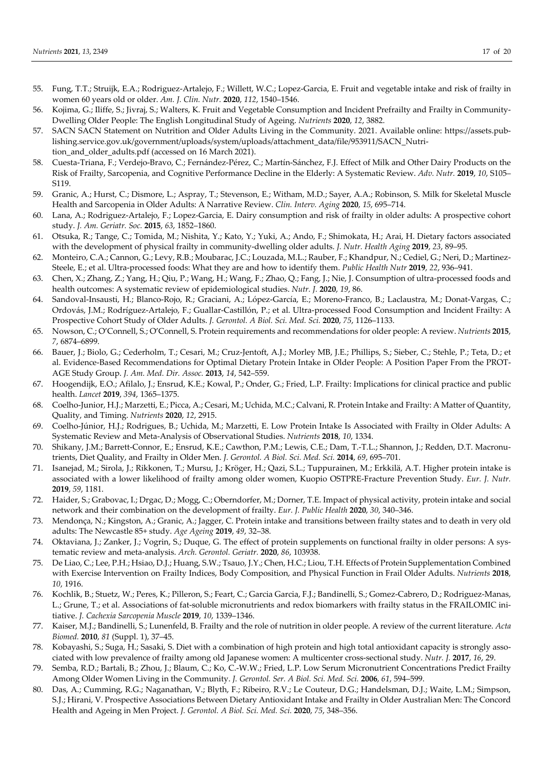55. Fung, T.T.; Struijk, E.A.; Rodriguez-Artalejo, F.; Willett, W.C.; Lopez-Garcia, E. Fruit and vegetable intake and risk of frailty in women 60 years old or older. *Am. J. Clin. Nutr.* **2020**, *112*, 1540–1546.
56. Kojima, G.; Iliffe, S.; Jivraj, S.; Walters, K. Fruit and Vegetable Consumption and Incident Prefrailty and Frailty in Community-Dwelling Older People: The English Longitudinal Study of Ageing. *Nutrients* **2020**, *12*, 3882.
57. SACN SACN Statement on Nutrition and Older Adults Living in the Community. 2021. Available online: https://assets.publishing.service.gov.uk/government/uploads/system/uploads/attachment_data/file/953911/SACN_Nutrition_and_older_adults.pdf (accessed on 16 March 2021).
58. Cuesta-Triana, F.; Verdejo-Bravo, C.; Fernández-Pérez, C.; Martín-Sánchez, F.J. Effect of Milk and Other Dairy Products on the Risk of Frailty, Sarcopenia, and Cognitive Performance Decline in the Elderly: A Systematic Review. *Adv. Nutr.* **2019**, *10*, S105–S119.
59. Granic, A.; Hurst, C.; Dismore, L.; Aspray, T.; Stevenson, E.; Witham, M.D.; Sayer, A.A.; Robinson, S. Milk for Skeletal Muscle Health and Sarcopenia in Older Adults: A Narrative Review. *Clin. Interv. Aging* **2020**, *15*, 695–714.
60. Lana, A.; Rodriguez-Artalejo, F.; Lopez-Garcia, E. Dairy consumption and risk of frailty in older adults: A prospective cohort study. *J. Am. Geriatr. Soc.* **2015**, *63*, 1852–1860.
61. Otsuka, R.; Tange, C.; Tomida, M.; Nishita, Y.; Kato, Y.; Yuki, A.; Ando, F.; Shimokata, H.; Arai, H. Dietary factors associated with the development of physical frailty in community-dwelling older adults. *J. Nutr. Health Aging* **2019**, *23*, 89–95.
62. Monteiro, C.A.; Cannon, G.; Levy, R.B.; Moubarac, J.C.; Louzada, M.L.; Rauber, F.; Khandpur, N.; Cediel, G.; Neri, D.; Martinez-Steele, E.; et al. Ultra-processed foods: What they are and how to identify them. *Public Health Nutr* **2019**, *22*, 936–941.
63. Chen, X.; Zhang, Z.; Yang, H.; Qiu, P.; Wang, H.; Wang, F.; Zhao, Q.; Fang, J.; Nie, J. Consumption of ultra-processed foods and health outcomes: A systematic review of epidemiological studies. *Nutr. J.* **2020**, *19*, 86.
64. Sandoval-Insausti, H.; Blanco-Rojo, R.; Graciani, A.; López-García, E.; Moreno-Franco, B.; Laclaustra, M.; Donat-Vargas, C.; Ordovás, J.M.; Rodríguez-Artalejo, F.; Guallar-Castillón, P.; et al. Ultra-processed Food Consumption and Incident Frailty: A Prospective Cohort Study of Older Adults. *J. Gerontol. A Biol. Sci. Med. Sci.* **2020**, *75*, 1126–1133.
65. Nowson, C.; O'Connell, S.; O'Connell, S. Protein requirements and recommendations for older people: A review. *Nutrients* **2015**, *7*, 6874–6899.
66. Bauer, J.; Biolo, G.; Cederholm, T.; Cesari, M.; Cruz-Jentoft, A.J.; Morley MB, J.E.; Phillips, S.; Sieber, C.; Stehle, P.; Teta, D.; et al. Evidence-Based Recommendations for Optimal Dietary Protein Intake in Older People: A Position Paper From the PROT-AGE Study Group. *J. Am. Med. Dir. Assoc.* **2013**, *14*, 542–559.
67. Hoogendijk, E.O.; Afilalo, J.; Ensrud, K.E.; Kowal, P.; Onder, G.; Fried, L.P. Frailty: Implications for clinical practice and public health. *Lancet* **2019**, *394*, 1365–1375.
68. Coelho-Junior, H.J.; Marzetti, E.; Picca, A.; Cesari, M.; Uchida, M.C.; Calvani, R. Protein Intake and Frailty: A Matter of Quantity, Quality, and Timing. *Nutrients* **2020**, *12*, 2915.
69. Coelho-Júnior, H.J.; Rodrigues, B.; Uchida, M.; Marzetti, E. Low Protein Intake Is Associated with Frailty in Older Adults: A Systematic Review and Meta-Analysis of Observational Studies. *Nutrients* **2018**, *10*, 1334.
70. Shikany, J.M.; Barrett-Connor, E.; Ensrud, K.E.; Cawthon, P.M.; Lewis, C.E.; Dam, T.-T.L.; Shannon, J.; Redden, D.T. Macronutrients, Diet Quality, and Frailty in Older Men. *J. Gerontol. A Biol. Sci. Med. Sci.* **2014**, *69*, 695–701.
71. Isanejad, M.; Sirola, J.; Rikkonen, T.; Mursu, J.; Kröger, H.; Qazi, S.L.; Tuppurainen, M.; Erkkilä, A.T. Higher protein intake is associated with a lower likelihood of frailty among older women, Kuopio OSTPRE-Fracture Prevention Study. *Eur. J. Nutr.* **2019**, *59*, 1181.
72. Haider, S.; Grabovac, I.; Drgac, D.; Mogg, C.; Oberndorfer, M.; Dorner, T.E. Impact of physical activity, protein intake and social network and their combination on the development of frailty. *Eur. J. Public Health* **2020**, *30*, 340–346.
73. Mendonça, N.; Kingston, A.; Granic, A.; Jagger, C. Protein intake and transitions between frailty states and to death in very old adults: The Newcastle 85+ study. *Age Ageing* **2019**, *49*, 32–38.
74. Oktaviana, J.; Zanker, J.; Vogrin, S.; Duque, G. The effect of protein supplements on functional frailty in older persons: A systematic review and meta-analysis. *Arch. Gerontol. Geriatr.* **2020**, *86*, 103938.
75. De Liao, C.; Lee, P.H.; Hsiao, D.J.; Huang, S.W.; Tsauo, J.Y.; Chen, H.C.; Liou, T.H. Effects of Protein Supplementation Combined with Exercise Intervention on Frailty Indices, Body Composition, and Physical Function in Frail Older Adults. *Nutrients* **2018**, *10*, 1916.
76. Kochlik, B.; Stuetz, W.; Peres, K.; Pilleron, S.; Feart, C.; Garcia Garcia, F.J.; Bandinelli, S.; Gomez-Cabrero, D.; Rodriguez-Manas, L.; Grune, T.; et al. Associations of fat-soluble micronutrients and redox biomarkers with frailty status in the FRAILOMIC initiative. *J. Cachexia Sarcopenia Muscle* **2019**, *10*, 1339–1346.
77. Kaiser, M.J.; Bandinelli, S.; Lunenfeld, B. Frailty and the role of nutrition in older people. A review of the current literature. *Acta Biomed.* **2010**, *81* (Suppl. 1), 37–45.
78. Kobayashi, S.; Suga, H.; Sasaki, S. Diet with a combination of high protein and high total antioxidant capacity is strongly associated with low prevalence of frailty among old Japanese women: A multicenter cross-sectional study. *Nutr. J.* **2017**, *16*, 29.
79. Semba, R.D.; Bartali, B.; Zhou, J.; Blaum, C.; Ko, C.-W.W.; Fried, L.P. Low Serum Micronutrient Concentrations Predict Frailty Among Older Women Living in the Community. *J. Gerontol. Ser. A Biol. Sci. Med. Sci.* **2006**, *61*, 594–599.
80. Das, A.; Cumming, R.G.; Naganathan, V.; Blyth, F.; Ribeiro, R.V.; Le Couteur, D.G.; Handelsman, D.J.; Waite, L.M.; Simpson, S.J.; Hirani, V. Prospective Associations Between Dietary Antioxidant Intake and Frailty in Older Australian Men: The Concord Health and Ageing in Men Project. *J. Gerontol. A Biol. Sci. Med. Sci.* **2020**, *75*, 348–356.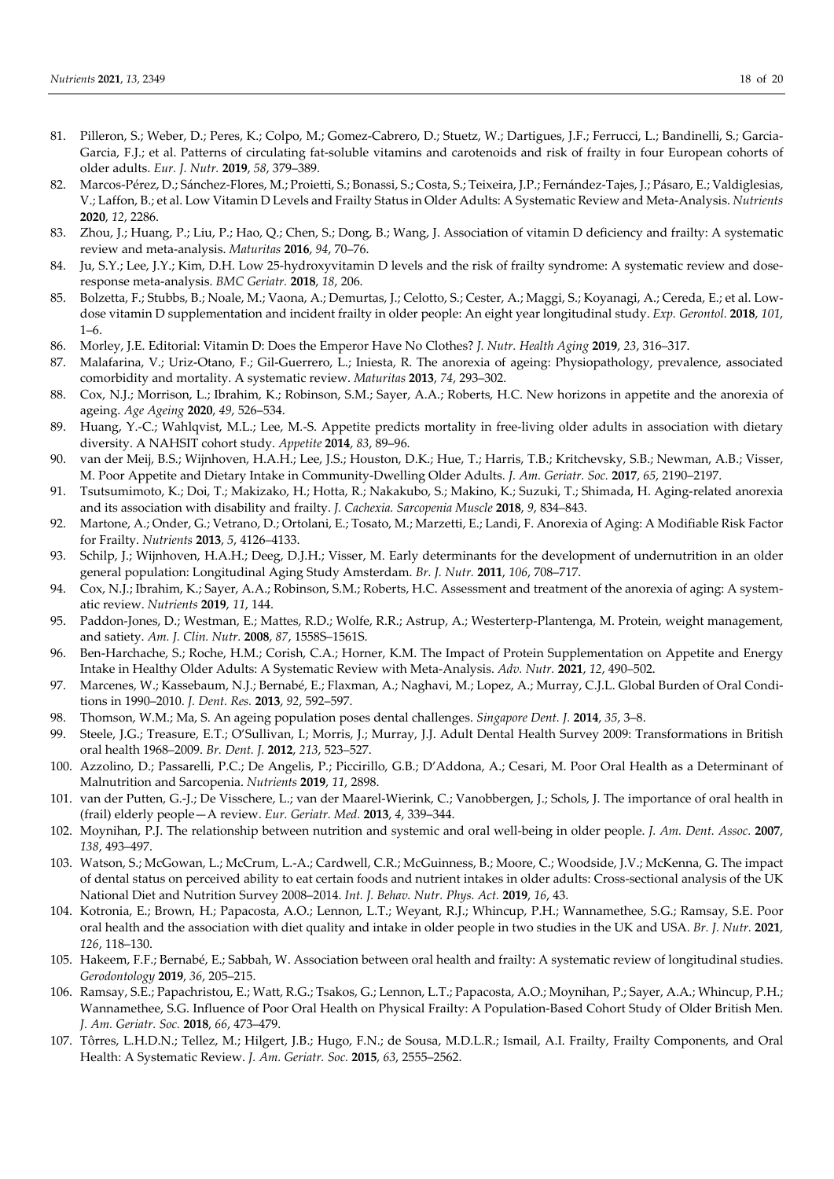81. Pilleron, S.; Weber, D.; Peres, K.; Colpo, M.; Gomez-Cabrero, D.; Stuetz, W.; Dartigues, J.F.; Ferrucci, L.; Bandinelli, S.; Garcia-Garcia, F.J.; et al. Patterns of circulating fat-soluble vitamins and carotenoids and risk of frailty in four European cohorts of older adults. *Eur. J. Nutr.* **2019**, *58*, 379–389.
82. Marcos-Pérez, D.; Sánchez-Flores, M.; Proietti, S.; Bonassi, S.; Costa, S.; Teixeira, J.P.; Fernández-Tajes, J.; Pásaro, E.; Valdiglesias, V.; Laffon, B.; et al. Low Vitamin D Levels and Frailty Status in Older Adults: A Systematic Review and Meta-Analysis. *Nutrients* **2020**, *12*, 2286.
83. Zhou, J.; Huang, P.; Liu, P.; Hao, Q.; Chen, S.; Dong, B.; Wang, J. Association of vitamin D deficiency and frailty: A systematic review and meta-analysis. *Maturitas* **2016**, *94*, 70–76.
84. Ju, S.Y.; Lee, J.Y.; Kim, D.H. Low 25-hydroxyvitamin D levels and the risk of frailty syndrome: A systematic review and dose-response meta-analysis. *BMC Geriatr.* **2018**, *18*, 206.
85. Bolzetta, F.; Stubbs, B.; Noale, M.; Vaona, A.; Demurtas, J.; Celotto, S.; Cester, A.; Maggi, S.; Koyanagi, A.; Cereda, E.; et al. Low-dose vitamin D supplementation and incident frailty in older people: An eight year longitudinal study. *Exp. Gerontol.* **2018**, *101*, 1–6.
86. Morley, J.E. Editorial: Vitamin D: Does the Emperor Have No Clothes? *J. Nutr. Health Aging* **2019**, *23*, 316–317.
87. Malafarina, V.; Uriz-Otano, F.; Gil-Guerrero, L.; Iniesta, R. The anorexia of ageing: Physiopathology, prevalence, associated comorbidity and mortality. A systematic review. *Maturitas* **2013**, *74*, 293–302.
88. Cox, N.J.; Morrison, L.; Ibrahim, K.; Robinson, S.M.; Sayer, A.A.; Roberts, H.C. New horizons in appetite and the anorexia of ageing. *Age Ageing* **2020**, *49*, 526–534.
89. Huang, Y.-C.; Wahlqvist, M.L.; Lee, M.-S. Appetite predicts mortality in free-living older adults in association with dietary diversity. A NAHSIT cohort study. *Appetite* **2014**, *83*, 89–96.
90. van der Meij, B.S.; Wijnhoven, H.A.H.; Lee, J.S.; Houston, D.K.; Hue, T.; Harris, T.B.; Kritchevsky, S.B.; Newman, A.B.; Visser, M. Poor Appetite and Dietary Intake in Community-Dwelling Older Adults. *J. Am. Geriatr. Soc.* **2017**, *65*, 2190–2197.
91. Tsutsumimoto, K.; Doi, T.; Makizako, H.; Hotta, R.; Nakakubo, S.; Makino, K.; Suzuki, T.; Shimada, H. Aging-related anorexia and its association with disability and frailty. *J. Cachexia. Sarcopenia Muscle* **2018**, *9*, 834–843.
92. Martone, A.; Onder, G.; Vetrano, D.; Ortolani, E.; Tosato, M.; Marzetti, E.; Landi, F. Anorexia of Aging: A Modifiable Risk Factor for Frailty. *Nutrients* **2013**, *5*, 4126–4133.
93. Schilp, J.; Wijnhoven, H.A.H.; Deeg, D.J.H.; Visser, M. Early determinants for the development of undernutrition in an older general population: Longitudinal Aging Study Amsterdam. *Br. J. Nutr.* **2011**, *106*, 708–717.
94. Cox, N.J.; Ibrahim, K.; Sayer, A.A.; Robinson, S.M.; Roberts, H.C. Assessment and treatment of the anorexia of aging: A systematic review. *Nutrients* **2019**, *11*, 144.
95. Paddon-Jones, D.; Westman, E.; Mattes, R.D.; Wolfe, R.R.; Astrup, A.; Westerterp-Plantenga, M. Protein, weight management, and satiety. *Am. J. Clin. Nutr.* **2008**, *87*, 1558S–1561S.
96. Ben-Harchache, S.; Roche, H.M.; Corish, C.A.; Horner, K.M. The Impact of Protein Supplementation on Appetite and Energy Intake in Healthy Older Adults: A Systematic Review with Meta-Analysis. *Adv. Nutr.* **2021**, *12*, 490–502.
97. Marcenes, W.; Kassebaum, N.J.; Bernabé, E.; Flaxman, A.; Naghavi, M.; Lopez, A.; Murray, C.J.L. Global Burden of Oral Conditions in 1990–2010. *J. Dent. Res.* **2013**, *92*, 592–597.
98. Thomson, W.M.; Ma, S. An ageing population poses dental challenges. *Singapore Dent. J.* **2014**, *35*, 3–8.
99. Steele, J.G.; Treasure, E.T.; O'Sullivan, I.; Morris, J.; Murray, J.J. Adult Dental Health Survey 2009: Transformations in British oral health 1968–2009. *Br. Dent. J.* **2012**, *213*, 523–527.
100. Azzolino, D.; Passarelli, P.C.; De Angelis, P.; Piccirillo, G.B.; D'Addona, A.; Cesari, M. Poor Oral Health as a Determinant of Malnutrition and Sarcopenia. *Nutrients* **2019**, *11*, 2898.
101. van der Putten, G.-J.; De Visschere, L.; van der Maarel-Wierink, C.; Vanobbergen, J.; Schols, J. The importance of oral health in (frail) elderly people—A review. *Eur. Geriatr. Med.* **2013**, *4*, 339–344.
102. Moynihan, P.J. The relationship between nutrition and systemic and oral well-being in older people. *J. Am. Dent. Assoc.* **2007**, *138*, 493–497.
103. Watson, S.; McGowan, L.; McCrum, L.-A.; Cardwell, C.R.; McGuinness, B.; Moore, C.; Woodside, J.V.; McKenna, G. The impact of dental status on perceived ability to eat certain foods and nutrient intakes in older adults: Cross-sectional analysis of the UK National Diet and Nutrition Survey 2008–2014. *Int. J. Behav. Nutr. Phys. Act.* **2019**, *16*, 43.
104. Kotronia, E.; Brown, H.; Papacosta, A.O.; Lennon, L.T.; Weyant, R.J.; Whincup, P.H.; Wannamethee, S.G.; Ramsay, S.E. Poor oral health and the association with diet quality and intake in older people in two studies in the UK and USA. *Br. J. Nutr.* **2021**, *126*, 118–130.
105. Hakeem, F.F.; Bernabé, E.; Sabbah, W. Association between oral health and frailty: A systematic review of longitudinal studies. *Gerodontology* **2019**, *36*, 205–215.
106. Ramsay, S.E.; Papachristou, E.; Watt, R.G.; Tsakos, G.; Lennon, L.T.; Papacosta, A.O.; Moynihan, P.; Sayer, A.A.; Whincup, P.H.; Wannamethee, S.G. Influence of Poor Oral Health on Physical Frailty: A Population-Based Cohort Study of Older British Men. *J. Am. Geriatr. Soc.* **2018**, *66*, 473–479.
107. Tôrres, L.H.D.N.; Tellez, M.; Hilgert, J.B.; Hugo, F.N.; de Sousa, M.D.L.R.; Ismail, A.I. Frailty, Frailty Components, and Oral Health: A Systematic Review. *J. Am. Geriatr. Soc.* **2015**, *63*, 2555–2562.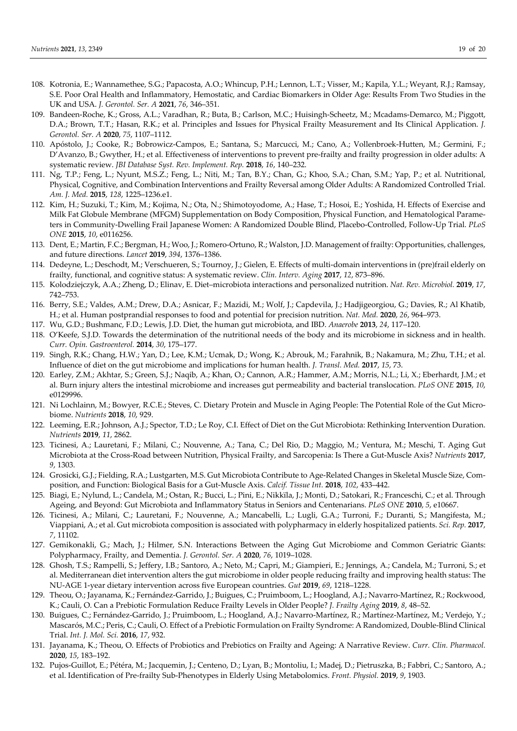108. Kotronia, E.; Wannamethee, S.G.; Papacosta, A.O.; Whincup, P.H.; Lennon, L.T.; Visser, M.; Kapila, Y.L.; Weyant, R.J.; Ramsay, S.E. Poor Oral Health and Inflammatory, Hemostatic, and Cardiac Biomarkers in Older Age: Results From Two Studies in the UK and USA. *J. Gerontol. Ser. A* **2021**, *76*, 346–351.
109. Bandeen-Roche, K.; Gross, A.L.; Varadhan, R.; Buta, B.; Carlson, M.C.; Huisingh-Scheetz, M.; Mcadams-Demarco, M.; Piggott, D.A.; Brown, T.T.; Hasan, R.K.; et al. Principles and Issues for Physical Frailty Measurement and Its Clinical Application. *J. Gerontol. Ser. A* **2020**, *75*, 1107–1112.
110. Apóstolo, J.; Cooke, R.; Bobrowicz-Campos, E.; Santana, S.; Marcucci, M.; Cano, A.; Vollenbroek-Hutten, M.; Germini, F.; D'Avanzo, B.; Gwyther, H.; et al. Effectiveness of interventions to prevent pre-frailty and frailty progression in older adults: A systematic review. *JBI Database Syst. Rev. Implement. Rep.* **2018**, *16*, 140–232.
111. Ng, T.P.; Feng, L.; Nyunt, M.S.Z.; Feng, L.; Niti, M.; Tan, B.Y.; Chan, G.; Khoo, S.A.; Chan, S.M.; Yap, P.; et al. Nutritional, Physical, Cognitive, and Combination Interventions and Frailty Reversal among Older Adults: A Randomized Controlled Trial. *Am. J. Med.* **2015**, *128*, 1225–1236.e1.
112. Kim, H.; Suzuki, T.; Kim, M.; Kojima, N.; Ota, N.; Shimotoyodome, A.; Hase, T.; Hosoi, E.; Yoshida, H. Effects of Exercise and Milk Fat Globule Membrane (MFGM) Supplementation on Body Composition, Physical Function, and Hematological Parameters in Community-Dwelling Frail Japanese Women: A Randomized Double Blind, Placebo-Controlled, Follow-Up Trial. *PLoS ONE* **2015**, *10*, e0116256.
113. Dent, E.; Martin, F.C.; Bergman, H.; Woo, J.; Romero-Ortuno, R.; Walston, J.D. Management of frailty: Opportunities, challenges, and future directions. *Lancet* **2019**, *394*, 1376–1386.
114. Dedeyne, L.; Deschodt, M.; Verschueren, S.; Tournoy, J.; Gielen, E. Effects of multi-domain interventions in (pre)frail elderly on frailty, functional, and cognitive status: A systematic review. *Clin. Interv. Aging* **2017**, *12*, 873–896.
115. Kolodziejczyk, A.A.; Zheng, D.; Elinav, E. Diet–microbiota interactions and personalized nutrition. *Nat. Rev. Microbiol.* **2019**, *17*, 742–753.
116. Berry, S.E.; Valdes, A.M.; Drew, D.A.; Asnicar, F.; Mazidi, M.; Wolf, J.; Capdevila, J.; Hadjigeorgiou, G.; Davies, R.; Al Khatib, H.; et al. Human postprandial responses to food and potential for precision nutrition. *Nat. Med.* **2020**, *26*, 964–973.
117. Wu, G.D.; Bushmanc, F.D.; Lewis, J.D. Diet, the human gut microbiota, and IBD. *Anaerobe* **2013**, *24*, 117–120.
118. O'Keefe, S.J.D. Towards the determination of the nutritional needs of the body and its microbiome in sickness and in health. *Curr. Opin. Gastroenterol.* **2014**, *30*, 175–177.
119. Singh, R.K.; Chang, H.W.; Yan, D.; Lee, K.M.; Ucmak, D.; Wong, K.; Abrouk, M.; Farahnik, B.; Nakamura, M.; Zhu, T.H.; et al. Influence of diet on the gut microbiome and implications for human health. *J. Transl. Med.* **2017**, *15*, 73.
120. Earley, Z.M.; Akhtar, S.; Green, S.J.; Naqib, A.; Khan, O.; Cannon, A.R.; Hammer, A.M.; Morris, N.L.; Li, X.; Eberhardt, J.M.; et al. Burn injury alters the intestinal microbiome and increases gut permeability and bacterial translocation. *PLoS ONE* **2015**, *10*, e0129996.
121. Ni Lochlainn, M.; Bowyer, R.C.E.; Steves, C. Dietary Protein and Muscle in Aging People: The Potential Role of the Gut Microbiome. *Nutrients* **2018**, *10*, 929.
122. Leeming, E.R.; Johnson, A.J.; Spector, T.D.; Le Roy, C.I. Effect of Diet on the Gut Microbiota: Rethinking Intervention Duration. *Nutrients* **2019**, *11*, 2862.
123. Ticinesi, A.; Lauretani, F.; Milani, C.; Nouvenne, A.; Tana, C.; Del Rio, D.; Maggio, M.; Ventura, M.; Meschi, T. Aging Gut Microbiota at the Cross-Road between Nutrition, Physical Frailty, and Sarcopenia: Is There a Gut-Muscle Axis? *Nutrients* **2017**, *9*, 1303.
124. Grosicki, G.J.; Fielding, R.A.; Lustgarten, M.S. Gut Microbiota Contribute to Age-Related Changes in Skeletal Muscle Size, Composition, and Function: Biological Basis for a Gut-Muscle Axis. *Calcif. Tissue Int.* **2018**, *102*, 433–442.
125. Biagi, E.; Nylund, L.; Candela, M.; Ostan, R.; Bucci, L.; Pini, E.; Nikkïla, J.; Monti, D.; Satokari, R.; Franceschi, C.; et al. Through Ageing, and Beyond: Gut Microbiota and Inflammatory Status in Seniors and Centenarians. *PLoS ONE* **2010**, *5*, e10667.
126. Ticinesi, A.; Milani, C.; Lauretani, F.; Nouvenne, A.; Mancabelli, L.; Lugli, G.A.; Turroni, F.; Duranti, S.; Mangifesta, M.; Viappiani, A.; et al. Gut microbiota composition is associated with polypharmacy in elderly hospitalized patients. *Sci. Rep.* **2017**, *7*, 11102.
127. Gemikonakli, G.; Mach, J.; Hilmer, S.N. Interactions Between the Aging Gut Microbiome and Common Geriatric Giants: Polypharmacy, Frailty, and Dementia. *J. Gerontol. Ser. A* **2020**, *76*, 1019–1028.
128. Ghosh, T.S.; Rampelli, S.; Jeffery, I.B.; Santoro, A.; Neto, M.; Capri, M.; Giampieri, E.; Jennings, A.; Candela, M.; Turroni, S.; et al. Mediterranean diet intervention alters the gut microbiome in older people reducing frailty and improving health status: The NU-AGE 1-year dietary intervention across five European countries. *Gut* **2019**, *69*, 1218–1228.
129. Theou, O.; Jayanama, K.; Fernández-Garrido, J.; Buigues, C.; Pruimboom, L.; Hoogland, A.J.; Navarro-Martínez, R.; Rockwood, K.; Cauli, O. Can a Prebiotic Formulation Reduce Frailty Levels in Older People? *J. Frailty Aging* **2019**, *8*, 48–52.
130. Buigues, C.; Fernández-Garrido, J.; Pruimboom, L.; Hoogland, A.J.; Navarro-Martínez, R.; Martínez-Martínez, M.; Verdejo, Y.; Mascarós, M.C.; Peris, C.; Cauli, O. Effect of a Prebiotic Formulation on Frailty Syndrome: A Randomized, Double-Blind Clinical Trial. *Int. J. Mol. Sci.* **2016**, *17*, 932.
131. Jayanama, K.; Theou, O. Effects of Probiotics and Prebiotics on Frailty and Ageing: A Narrative Review. *Curr. Clin. Pharmacol.* **2020**, *15*, 183–192.
132. Pujos-Guillot, E.; Pétéra, M.; Jacquemin, J.; Centeno, D.; Lyan, B.; Montoliu, I.; Madej, D.; Pietruszka, B.; Fabbri, C.; Santoro, A.; et al. Identification of Pre-frailty Sub-Phenotypes in Elderly Using Metabolomics. *Front. Physiol.* **2019**, *9*, 1903.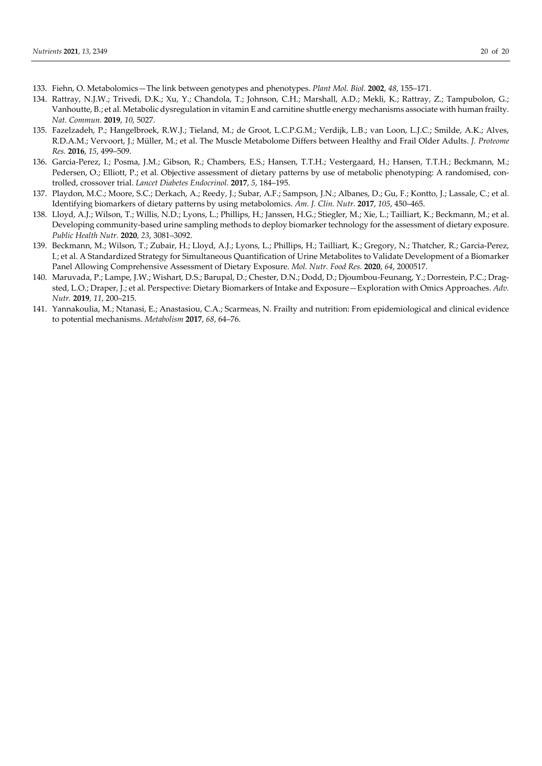133. Fiehn, O. Metabolomics—The link between genotypes and phenotypes. *Plant Mol. Biol.* **2002**, *48*, 155–171.
134. Rattray, N.J.W.; Trivedi, D.K.; Xu, Y.; Chandola, T.; Johnson, C.H.; Marshall, A.D.; Mekli, K.; Rattray, Z.; Tampubolon, G.; Vanhoutte, B.; et al. Metabolic dysregulation in vitamin E and carnitine shuttle energy mechanisms associate with human frailty. *Nat. Commun.* **2019**, *10*, 5027.
135. Fazelzadeh, P.; Hangelbroek, R.W.J.; Tieland, M.; de Groot, L.C.P.G.M.; Verdijk, L.B.; van Loon, L.J.C.; Smilde, A.K.; Alves, R.D.A.M.; Vervoort, J.; Müller, M.; et al. The Muscle Metabolome Differs between Healthy and Frail Older Adults. *J. Proteome Res.* **2016**, *15*, 499–509.
136. Garcia-Perez, I.; Posma, J.M.; Gibson, R.; Chambers, E.S.; Hansen, T.T.H.; Vestergaard, H.; Hansen, T.T.H.; Beckmann, M.; Pedersen, O.; Elliott, P.; et al. Objective assessment of dietary patterns by use of metabolic phenotyping: A randomised, controlled, crossover trial. *Lancet Diabetes Endocrinol.* **2017**, *5*, 184–195.
137. Playdon, M.C.; Moore, S.C.; Derkach, A.; Reedy, J.; Subar, A.F.; Sampson, J.N.; Albanes, D.; Gu, F.; Kontto, J.; Lassale, C.; et al. Identifying biomarkers of dietary patterns by using metabolomics. *Am. J. Clin. Nutr.* **2017**, *105*, 450–465.
138. Lloyd, A.J.; Wilson, T.; Willis, N.D.; Lyons, L.; Phillips, H.; Janssen, H.G.; Stiegler, M.; Xie, L.; Tailliart, K.; Beckmann, M.; et al. Developing community-based urine sampling methods to deploy biomarker technology for the assessment of dietary exposure. *Public Health Nutr.* **2020**, *23*, 3081–3092.
139. Beckmann, M.; Wilson, T.; Zubair, H.; Lloyd, A.J.; Lyons, L.; Phillips, H.; Tailliart, K.; Gregory, N.; Thatcher, R.; Garcia-Perez, I.; et al. A Standardized Strategy for Simultaneous Quantification of Urine Metabolites to Validate Development of a Biomarker Panel Allowing Comprehensive Assessment of Dietary Exposure. *Mol. Nutr. Food Res.* **2020**, *64*, 2000517.
140. Maruvada, P.; Lampe, J.W.; Wishart, D.S.; Barupal, D.; Chester, D.N.; Dodd, D.; Djoumbou-Feunang, Y.; Dorrestein, P.C.; Dragsted, L.O.; Draper, J.; et al. Perspective: Dietary Biomarkers of Intake and Exposure—Exploration with Omics Approaches. *Adv. Nutr.* **2019**, *11*, 200–215.
141. Yannakoulia, M.; Ntanasi, E.; Anastasiou, C.A.; Scarmeas, N. Frailty and nutrition: From epidemiological and clinical evidence to potential mechanisms. *Metabolism* **2017**, *68*, 64–76.